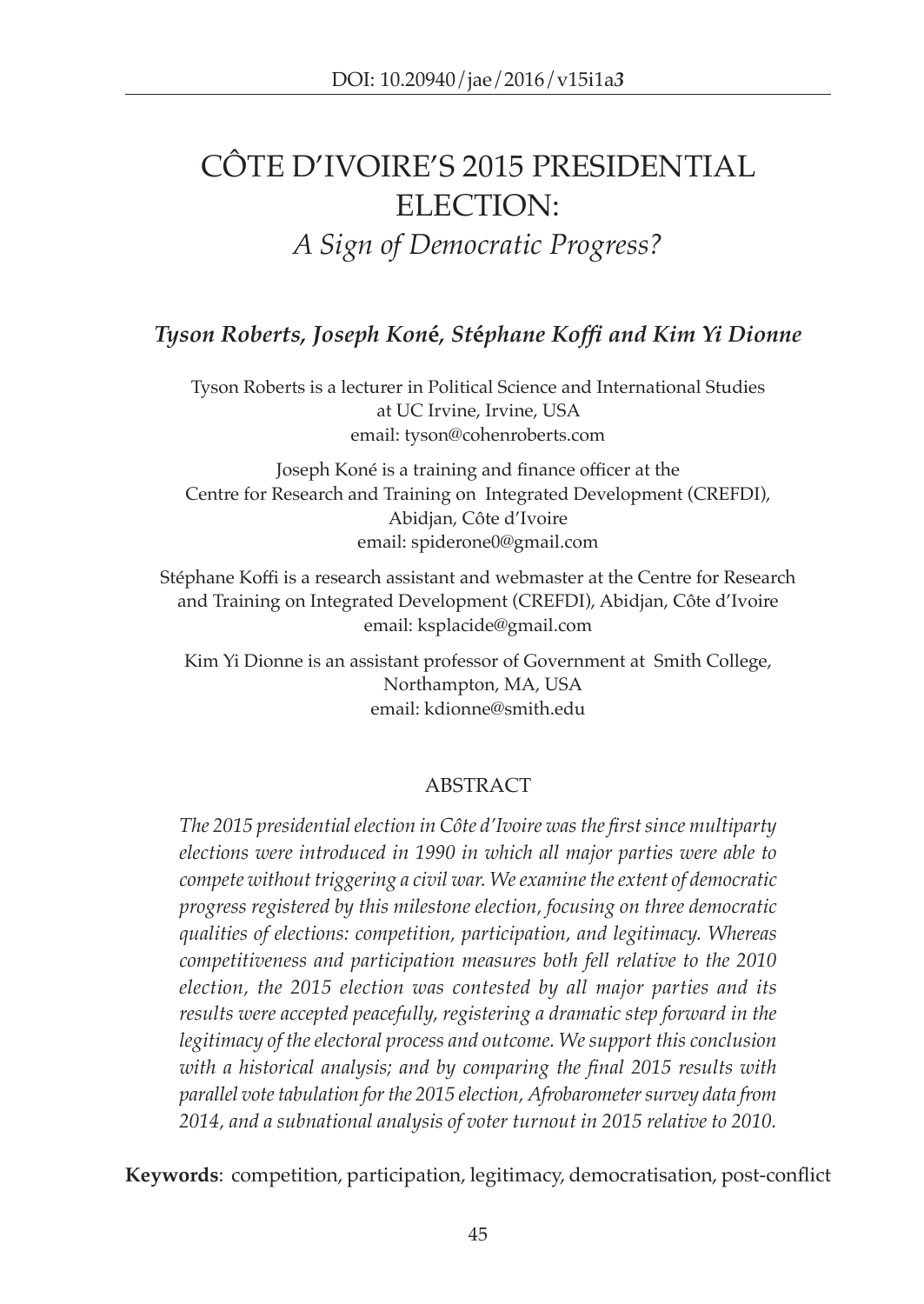DOI: 10.20940/jae/2016/v15i1a3

# CÔTE D'IVOIRE'S 2015 PRESIDENTIAL ELECTION:

## *A Sign of Democratic Progress?*

***Tyson Roberts, Joseph Koné, Stéphane Koffi and Kim Yi Dionne***

Tyson Roberts is a lecturer in Political Science and International Studies at UC Irvine, Irvine, USA
email: tyson@cohenroberts.com

Joseph Koné is a training and finance officer at the Centre for Research and Training on Integrated Development (CREFDI), Abidjan, Côte d'Ivoire
email: spiderone0@gmail.com

Stéphane Koffi is a research assistant and webmaster at the Centre for Research and Training on Integrated Development (CREFDI), Abidjan, Côte d'Ivoire
email: ksplacide@gmail.com

Kim Yi Dionne is an assistant professor of Government at Smith College, Northampton, MA, USA
email: kdionne@smith.edu

### ABSTRACT

*The 2015 presidential election in Côte d'Ivoire was the first since multiparty elections were introduced in 1990 in which all major parties were able to compete without triggering a civil war. We examine the extent of democratic progress registered by this milestone election, focusing on three democratic qualities of elections: competition, participation, and legitimacy. Whereas competitiveness and participation measures both fell relative to the 2010 election, the 2015 election was contested by all major parties and its results were accepted peacefully, registering a dramatic step forward in the legitimacy of the electoral process and outcome. We support this conclusion with a historical analysis; and by comparing the final 2015 results with parallel vote tabulation for the 2015 election, Afrobarometer survey data from 2014, and a subnational analysis of voter turnout in 2015 relative to 2010.*

**Keywords**: competition, participation, legitimacy, democratisation, post-conflict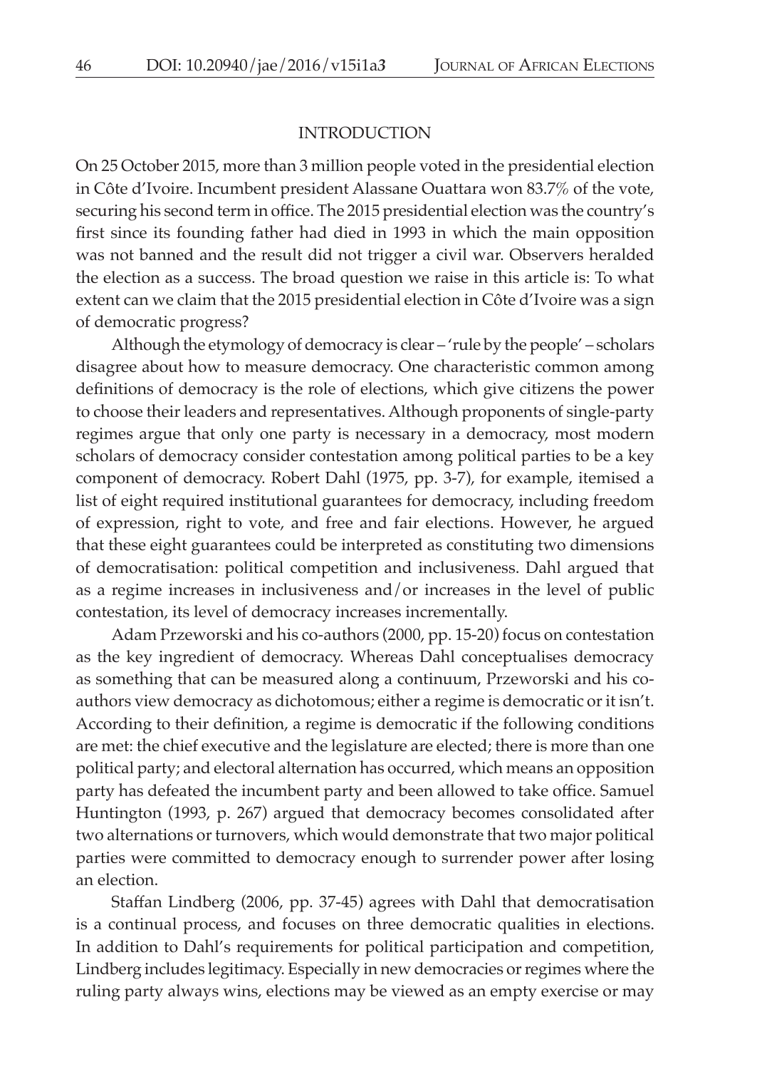## INTRODUCTION

On 25 October 2015, more than 3 million people voted in the presidential election in Côte d'Ivoire. Incumbent president Alassane Ouattara won 83.7% of the vote, securing his second term in office. The 2015 presidential election was the country's first since its founding father had died in 1993 in which the main opposition was not banned and the result did not trigger a civil war. Observers heralded the election as a success. The broad question we raise in this article is: To what extent can we claim that the 2015 presidential election in Côte d'Ivoire was a sign of democratic progress?

Although the etymology of democracy is clear – 'rule by the people' – scholars disagree about how to measure democracy. One characteristic common among definitions of democracy is the role of elections, which give citizens the power to choose their leaders and representatives. Although proponents of single-party regimes argue that only one party is necessary in a democracy, most modern scholars of democracy consider contestation among political parties to be a key component of democracy. Robert Dahl (1975, pp. 3-7), for example, itemised a list of eight required institutional guarantees for democracy, including freedom of expression, right to vote, and free and fair elections. However, he argued that these eight guarantees could be interpreted as constituting two dimensions of democratisation: political competition and inclusiveness. Dahl argued that as a regime increases in inclusiveness and/or increases in the level of public contestation, its level of democracy increases incrementally.

Adam Przeworski and his co-authors (2000, pp. 15-20) focus on contestation as the key ingredient of democracy. Whereas Dahl conceptualises democracy as something that can be measured along a continuum, Przeworski and his co-authors view democracy as dichotomous; either a regime is democratic or it isn't. According to their definition, a regime is democratic if the following conditions are met: the chief executive and the legislature are elected; there is more than one political party; and electoral alternation has occurred, which means an opposition party has defeated the incumbent party and been allowed to take office. Samuel Huntington (1993, p. 267) argued that democracy becomes consolidated after two alternations or turnovers, which would demonstrate that two major political parties were committed to democracy enough to surrender power after losing an election.

Staffan Lindberg (2006, pp. 37-45) agrees with Dahl that democratisation is a continual process, and focuses on three democratic qualities in elections. In addition to Dahl's requirements for political participation and competition, Lindberg includes legitimacy. Especially in new democracies or regimes where the ruling party always wins, elections may be viewed as an empty exercise or may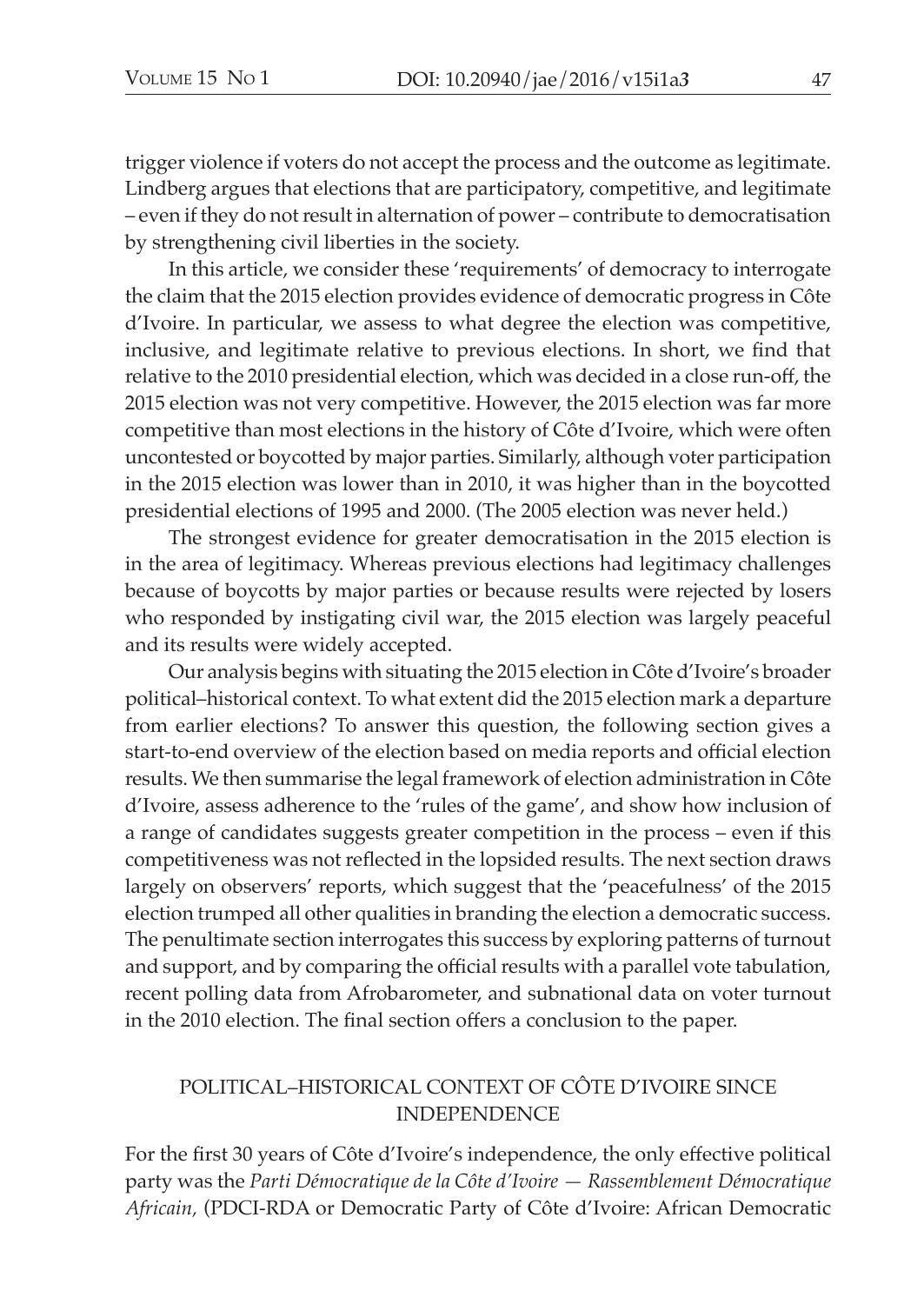trigger violence if voters do not accept the process and the outcome as legitimate. Lindberg argues that elections that are participatory, competitive, and legitimate – even if they do not result in alternation of power – contribute to democratisation by strengthening civil liberties in the society.

In this article, we consider these 'requirements' of democracy to interrogate the claim that the 2015 election provides evidence of democratic progress in Côte d'Ivoire. In particular, we assess to what degree the election was competitive, inclusive, and legitimate relative to previous elections. In short, we find that relative to the 2010 presidential election, which was decided in a close run-off, the 2015 election was not very competitive. However, the 2015 election was far more competitive than most elections in the history of Côte d'Ivoire, which were often uncontested or boycotted by major parties. Similarly, although voter participation in the 2015 election was lower than in 2010, it was higher than in the boycotted presidential elections of 1995 and 2000. (The 2005 election was never held.)

The strongest evidence for greater democratisation in the 2015 election is in the area of legitimacy. Whereas previous elections had legitimacy challenges because of boycotts by major parties or because results were rejected by losers who responded by instigating civil war, the 2015 election was largely peaceful and its results were widely accepted.

Our analysis begins with situating the 2015 election in Côte d'Ivoire's broader political–historical context. To what extent did the 2015 election mark a departure from earlier elections? To answer this question, the following section gives a start-to-end overview of the election based on media reports and official election results. We then summarise the legal framework of election administration in Côte d'Ivoire, assess adherence to the 'rules of the game', and show how inclusion of a range of candidates suggests greater competition in the process – even if this competitiveness was not reflected in the lopsided results. The next section draws largely on observers' reports, which suggest that the 'peacefulness' of the 2015 election trumped all other qualities in branding the election a democratic success. The penultimate section interrogates this success by exploring patterns of turnout and support, and by comparing the official results with a parallel vote tabulation, recent polling data from Afrobarometer, and subnational data on voter turnout in the 2010 election. The final section offers a conclusion to the paper.

## POLITICAL–HISTORICAL CONTEXT OF CÔTE D'IVOIRE SINCE INDEPENDENCE

For the first 30 years of Côte d'Ivoire's independence, the only effective political party was the *Parti Démocratique de la Côte d'Ivoire — Rassemblement Démocratique Africain*, (PDCI-RDA or Democratic Party of Côte d'Ivoire: African Democratic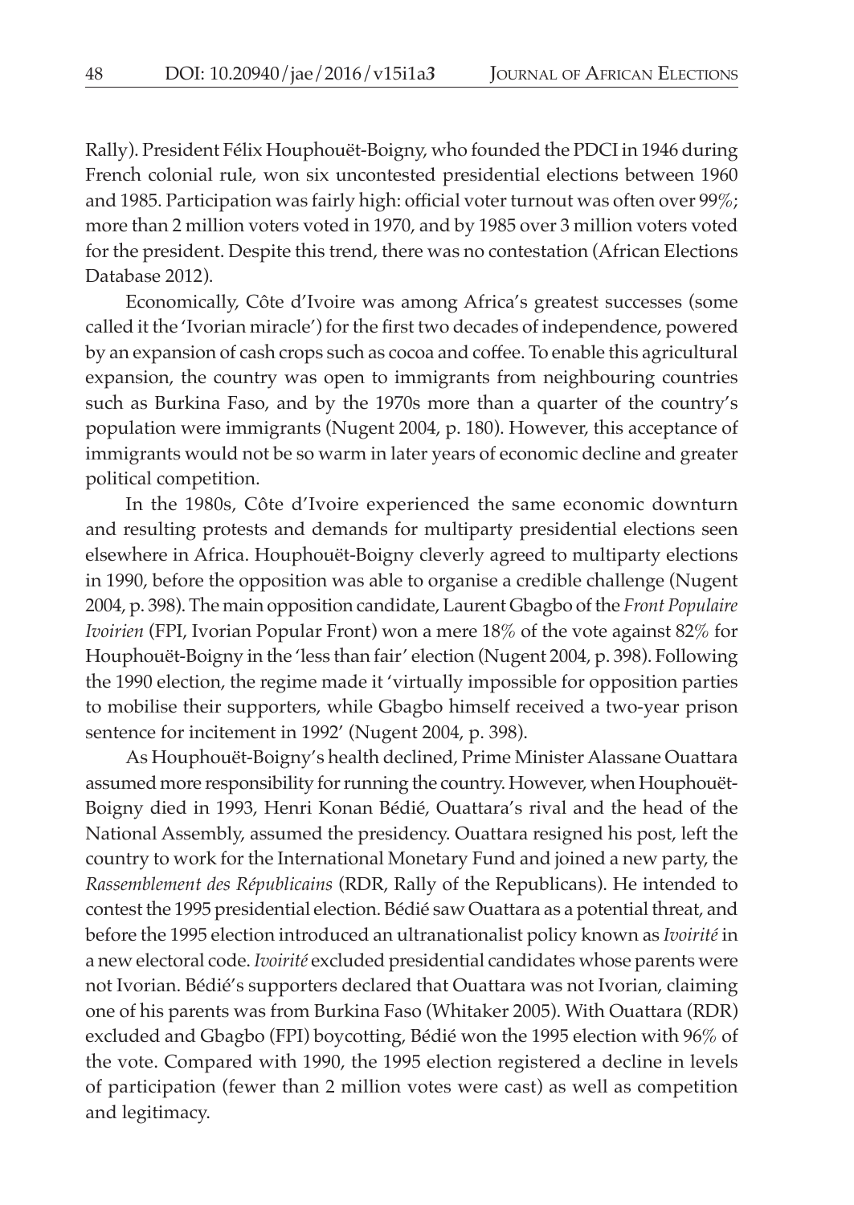Rally). President Félix Houphouët-Boigny, who founded the PDCI in 1946 during French colonial rule, won six uncontested presidential elections between 1960 and 1985. Participation was fairly high: official voter turnout was often over 99%; more than 2 million voters voted in 1970, and by 1985 over 3 million voters voted for the president. Despite this trend, there was no contestation (African Elections Database 2012).

Economically, Côte d'Ivoire was among Africa's greatest successes (some called it the 'Ivorian miracle') for the first two decades of independence, powered by an expansion of cash crops such as cocoa and coffee. To enable this agricultural expansion, the country was open to immigrants from neighbouring countries such as Burkina Faso, and by the 1970s more than a quarter of the country's population were immigrants (Nugent 2004, p. 180). However, this acceptance of immigrants would not be so warm in later years of economic decline and greater political competition.

In the 1980s, Côte d'Ivoire experienced the same economic downturn and resulting protests and demands for multiparty presidential elections seen elsewhere in Africa. Houphouët-Boigny cleverly agreed to multiparty elections in 1990, before the opposition was able to organise a credible challenge (Nugent 2004, p. 398). The main opposition candidate, Laurent Gbagbo of the *Front Populaire Ivoirien* (FPI, Ivorian Popular Front) won a mere 18% of the vote against 82% for Houphouët-Boigny in the 'less than fair' election (Nugent 2004, p. 398). Following the 1990 election, the regime made it 'virtually impossible for opposition parties to mobilise their supporters, while Gbagbo himself received a two-year prison sentence for incitement in 1992' (Nugent 2004, p. 398).

As Houphouët-Boigny's health declined, Prime Minister Alassane Ouattara assumed more responsibility for running the country. However, when Houphouët-Boigny died in 1993, Henri Konan Bédié, Ouattara's rival and the head of the National Assembly, assumed the presidency. Ouattara resigned his post, left the country to work for the International Monetary Fund and joined a new party, the *Rassemblement des Républicains* (RDR, Rally of the Republicans). He intended to contest the 1995 presidential election. Bédié saw Ouattara as a potential threat, and before the 1995 election introduced an ultranationalist policy known as *Ivoirité* in a new electoral code. *Ivoirité* excluded presidential candidates whose parents were not Ivorian. Bédié's supporters declared that Ouattara was not Ivorian, claiming one of his parents was from Burkina Faso (Whitaker 2005). With Ouattara (RDR) excluded and Gbagbo (FPI) boycotting, Bédié won the 1995 election with 96% of the vote. Compared with 1990, the 1995 election registered a decline in levels of participation (fewer than 2 million votes were cast) as well as competition and legitimacy.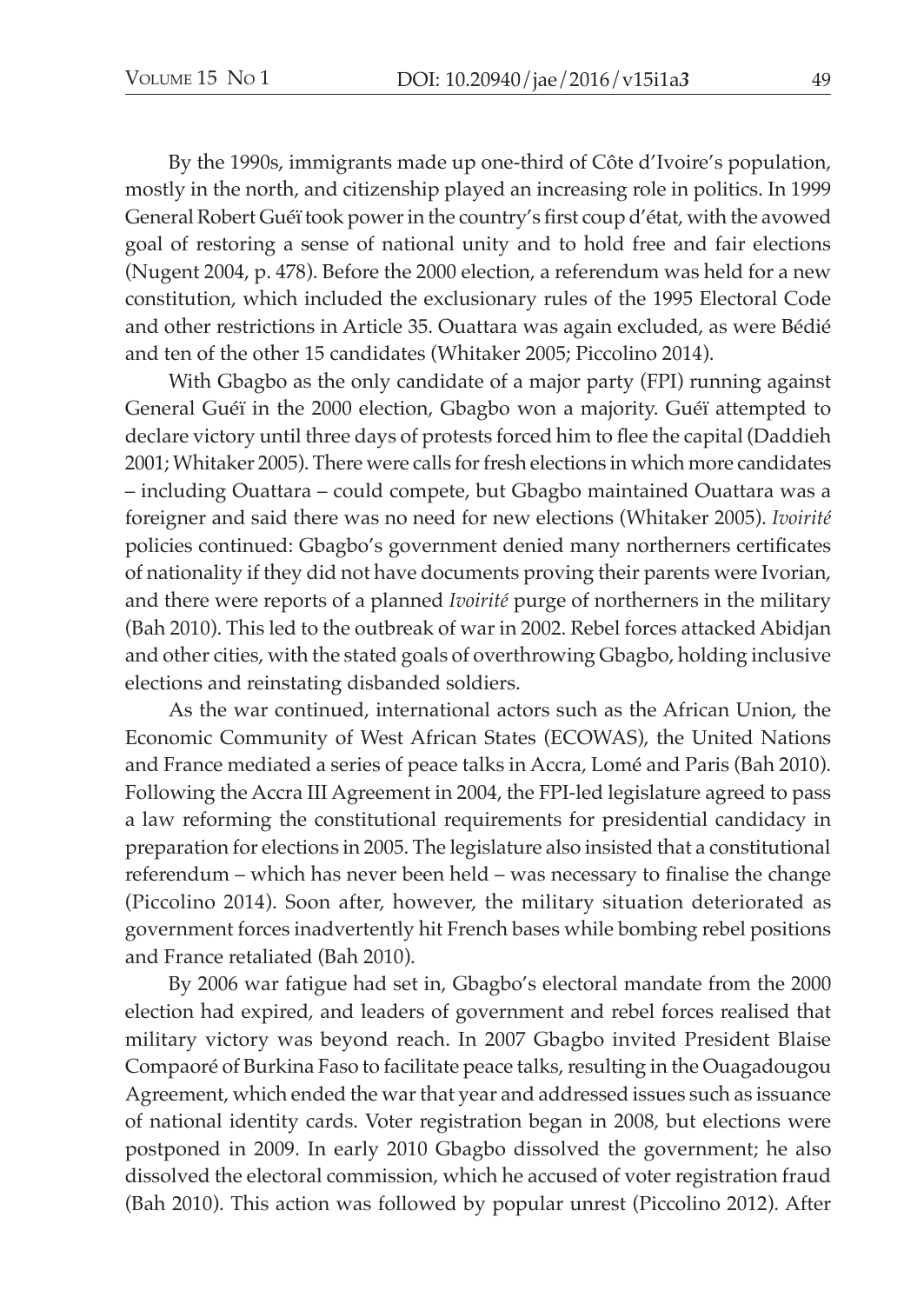By the 1990s, immigrants made up one-third of Côte d'Ivoire's population, mostly in the north, and citizenship played an increasing role in politics. In 1999 General Robert Guéï took power in the country's first coup d'état, with the avowed goal of restoring a sense of national unity and to hold free and fair elections (Nugent 2004, p. 478). Before the 2000 election, a referendum was held for a new constitution, which included the exclusionary rules of the 1995 Electoral Code and other restrictions in Article 35. Ouattara was again excluded, as were Bédié and ten of the other 15 candidates (Whitaker 2005; Piccolino 2014).

With Gbagbo as the only candidate of a major party (FPI) running against General Guéï in the 2000 election, Gbagbo won a majority. Guéï attempted to declare victory until three days of protests forced him to flee the capital (Daddieh 2001; Whitaker 2005). There were calls for fresh elections in which more candidates – including Ouattara – could compete, but Gbagbo maintained Ouattara was a foreigner and said there was no need for new elections (Whitaker 2005). *Ivoirité* policies continued: Gbagbo's government denied many northerners certificates of nationality if they did not have documents proving their parents were Ivorian, and there were reports of a planned *Ivoirité* purge of northerners in the military (Bah 2010). This led to the outbreak of war in 2002. Rebel forces attacked Abidjan and other cities, with the stated goals of overthrowing Gbagbo, holding inclusive elections and reinstating disbanded soldiers.

As the war continued, international actors such as the African Union, the Economic Community of West African States (ECOWAS), the United Nations and France mediated a series of peace talks in Accra, Lomé and Paris (Bah 2010). Following the Accra III Agreement in 2004, the FPI-led legislature agreed to pass a law reforming the constitutional requirements for presidential candidacy in preparation for elections in 2005. The legislature also insisted that a constitutional referendum – which has never been held – was necessary to finalise the change (Piccolino 2014). Soon after, however, the military situation deteriorated as government forces inadvertently hit French bases while bombing rebel positions and France retaliated (Bah 2010).

By 2006 war fatigue had set in, Gbagbo's electoral mandate from the 2000 election had expired, and leaders of government and rebel forces realised that military victory was beyond reach. In 2007 Gbagbo invited President Blaise Compaoré of Burkina Faso to facilitate peace talks, resulting in the Ouagadougou Agreement, which ended the war that year and addressed issues such as issuance of national identity cards. Voter registration began in 2008, but elections were postponed in 2009. In early 2010 Gbagbo dissolved the government; he also dissolved the electoral commission, which he accused of voter registration fraud (Bah 2010). This action was followed by popular unrest (Piccolino 2012). After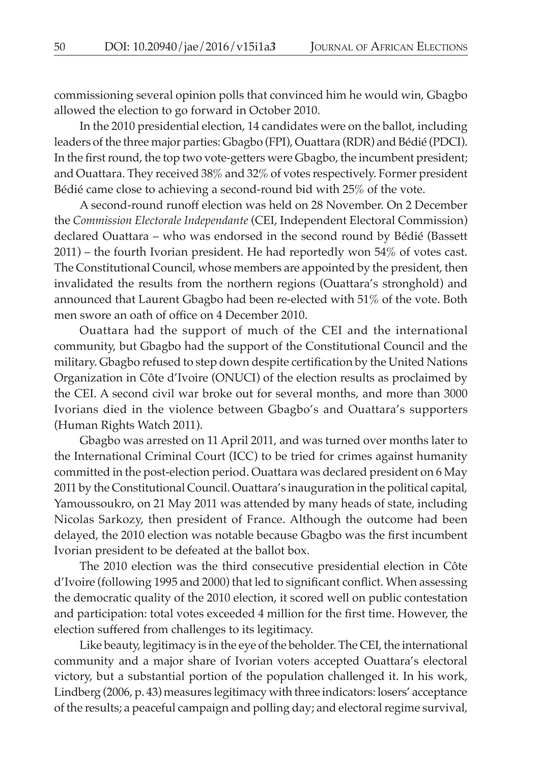commissioning several opinion polls that convinced him he would win, Gbagbo allowed the election to go forward in October 2010.

In the 2010 presidential election, 14 candidates were on the ballot, including leaders of the three major parties: Gbagbo (FPI), Ouattara (RDR) and Bédié (PDCI). In the first round, the top two vote-getters were Gbagbo, the incumbent president; and Ouattara. They received 38% and 32% of votes respectively. Former president Bédié came close to achieving a second-round bid with 25% of the vote.

A second-round runoff election was held on 28 November. On 2 December the *Commission Electorale Independante* (CEI, Independent Electoral Commission) declared Ouattara – who was endorsed in the second round by Bédié (Bassett 2011) – the fourth Ivorian president. He had reportedly won 54% of votes cast. The Constitutional Council, whose members are appointed by the president, then invalidated the results from the northern regions (Ouattara's stronghold) and announced that Laurent Gbagbo had been re-elected with 51% of the vote. Both men swore an oath of office on 4 December 2010.

Ouattara had the support of much of the CEI and the international community, but Gbagbo had the support of the Constitutional Council and the military. Gbagbo refused to step down despite certification by the United Nations Organization in Côte d'Ivoire (ONUCI) of the election results as proclaimed by the CEI. A second civil war broke out for several months, and more than 3000 Ivorians died in the violence between Gbagbo's and Ouattara's supporters (Human Rights Watch 2011).

Gbagbo was arrested on 11 April 2011, and was turned over months later to the International Criminal Court (ICC) to be tried for crimes against humanity committed in the post-election period. Ouattara was declared president on 6 May 2011 by the Constitutional Council. Ouattara's inauguration in the political capital, Yamoussoukro, on 21 May 2011 was attended by many heads of state, including Nicolas Sarkozy, then president of France. Although the outcome had been delayed, the 2010 election was notable because Gbagbo was the first incumbent Ivorian president to be defeated at the ballot box.

The 2010 election was the third consecutive presidential election in Côte d'Ivoire (following 1995 and 2000) that led to significant conflict. When assessing the democratic quality of the 2010 election, it scored well on public contestation and participation: total votes exceeded 4 million for the first time. However, the election suffered from challenges to its legitimacy.

Like beauty, legitimacy is in the eye of the beholder. The CEI, the international community and a major share of Ivorian voters accepted Ouattara's electoral victory, but a substantial portion of the population challenged it. In his work, Lindberg (2006, p. 43) measures legitimacy with three indicators: losers' acceptance of the results; a peaceful campaign and polling day; and electoral regime survival,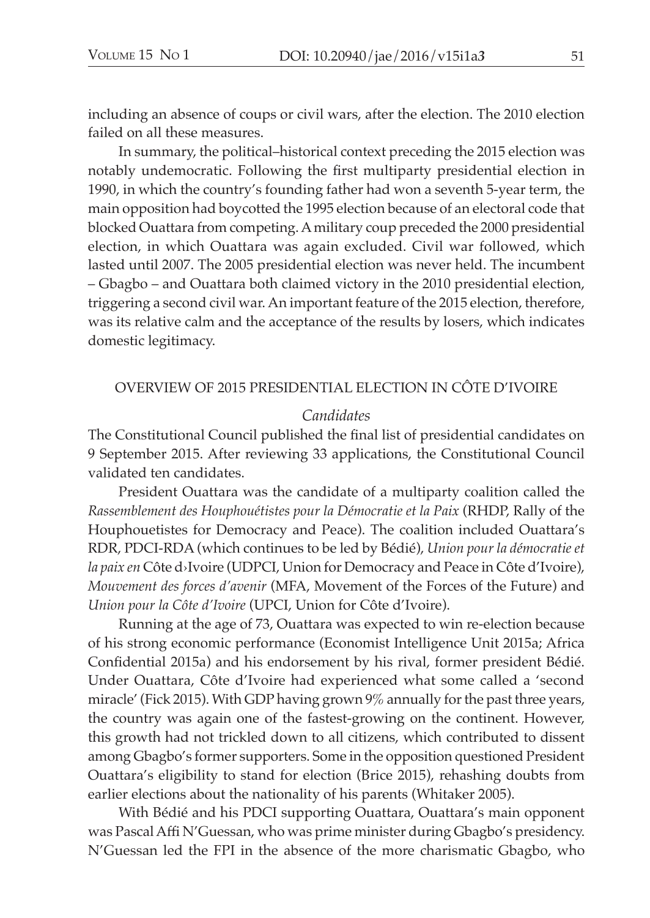including an absence of coups or civil wars, after the election. The 2010 election failed on all these measures.

In summary, the political–historical context preceding the 2015 election was notably undemocratic. Following the first multiparty presidential election in 1990, in which the country's founding father had won a seventh 5-year term, the main opposition had boycotted the 1995 election because of an electoral code that blocked Ouattara from competing. A military coup preceded the 2000 presidential election, in which Ouattara was again excluded. Civil war followed, which lasted until 2007. The 2005 presidential election was never held. The incumbent – Gbagbo – and Ouattara both claimed victory in the 2010 presidential election, triggering a second civil war. An important feature of the 2015 election, therefore, was its relative calm and the acceptance of the results by losers, which indicates domestic legitimacy.

## OVERVIEW OF 2015 PRESIDENTIAL ELECTION IN CÔTE D'IVOIRE

### *Candidates*

The Constitutional Council published the final list of presidential candidates on 9 September 2015. After reviewing 33 applications, the Constitutional Council validated ten candidates.

President Ouattara was the candidate of a multiparty coalition called the *Rassemblement des Houphouétistes pour la Démocratie et la Paix* (RHDP, Rally of the Houphouetistes for Democracy and Peace). The coalition included Ouattara's RDR, PDCI-RDA (which continues to be led by Bédié), *Union pour la démocratie et la paix en* Côte d›Ivoire (UDPCI, Union for Democracy and Peace in Côte d'Ivoire), *Mouvement des forces d'avenir* (MFA, Movement of the Forces of the Future) and *Union pour la Côte d'Ivoire* (UPCI, Union for Côte d'Ivoire).

Running at the age of 73, Ouattara was expected to win re-election because of his strong economic performance (Economist Intelligence Unit 2015a; Africa Confidential 2015a) and his endorsement by his rival, former president Bédié. Under Ouattara, Côte d'Ivoire had experienced what some called a 'second miracle' (Fick 2015). With GDP having grown 9% annually for the past three years, the country was again one of the fastest-growing on the continent. However, this growth had not trickled down to all citizens, which contributed to dissent among Gbagbo's former supporters. Some in the opposition questioned President Ouattara's eligibility to stand for election (Brice 2015), rehashing doubts from earlier elections about the nationality of his parents (Whitaker 2005).

With Bédié and his PDCI supporting Ouattara, Ouattara's main opponent was Pascal Affi N'Guessan, who was prime minister during Gbagbo's presidency. N'Guessan led the FPI in the absence of the more charismatic Gbagbo, who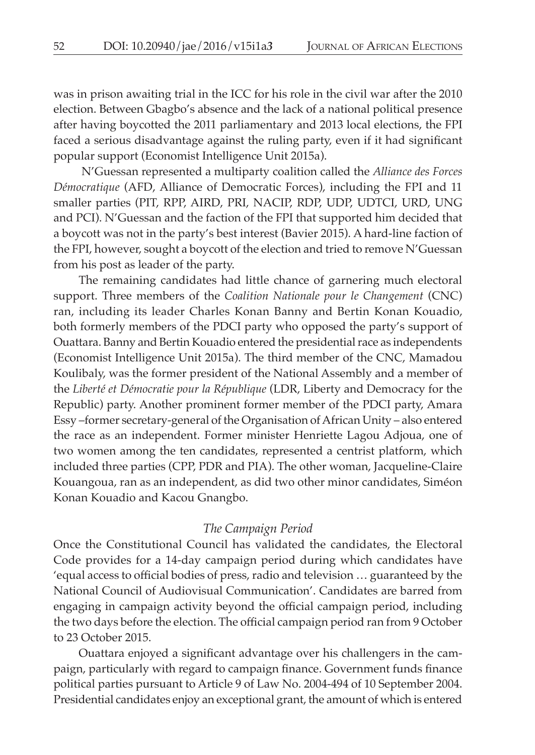was in prison awaiting trial in the ICC for his role in the civil war after the 2010 election. Between Gbagbo's absence and the lack of a national political presence after having boycotted the 2011 parliamentary and 2013 local elections, the FPI faced a serious disadvantage against the ruling party, even if it had significant popular support (Economist Intelligence Unit 2015a).

N'Guessan represented a multiparty coalition called the *Alliance des Forces Démocratique* (AFD, Alliance of Democratic Forces), including the FPI and 11 smaller parties (PIT, RPP, AIRD, PRI, NACIP, RDP, UDP, UDTCI, URD, UNG and PCI). N'Guessan and the faction of the FPI that supported him decided that a boycott was not in the party's best interest (Bavier 2015). A hard-line faction of the FPI, however, sought a boycott of the election and tried to remove N'Guessan from his post as leader of the party.

The remaining candidates had little chance of garnering much electoral support. Three members of the *Coalition Nationale pour le Changement* (CNC) ran, including its leader Charles Konan Banny and Bertin Konan Kouadio, both formerly members of the PDCI party who opposed the party's support of Ouattara. Banny and Bertin Kouadio entered the presidential race as independents (Economist Intelligence Unit 2015a). The third member of the CNC, Mamadou Koulibaly, was the former president of the National Assembly and a member of the *Liberté et Démocratie pour la République* (LDR, Liberty and Democracy for the Republic) party. Another prominent former member of the PDCI party, Amara Essy –former secretary-general of the Organisation of African Unity – also entered the race as an independent. Former minister Henriette Lagou Adjoua, one of two women among the ten candidates, represented a centrist platform, which included three parties (CPP, PDR and PIA). The other woman, Jacqueline-Claire Kouangoua, ran as an independent, as did two other minor candidates, Siméon Konan Kouadio and Kacou Gnangbo.

### *The Campaign Period*

Once the Constitutional Council has validated the candidates, the Electoral Code provides for a 14-day campaign period during which candidates have 'equal access to official bodies of press, radio and television … guaranteed by the National Council of Audiovisual Communication'. Candidates are barred from engaging in campaign activity beyond the official campaign period, including the two days before the election. The official campaign period ran from 9 October to 23 October 2015.

Ouattara enjoyed a significant advantage over his challengers in the campaign, particularly with regard to campaign finance. Government funds finance political parties pursuant to Article 9 of Law No. 2004-494 of 10 September 2004. Presidential candidates enjoy an exceptional grant, the amount of which is entered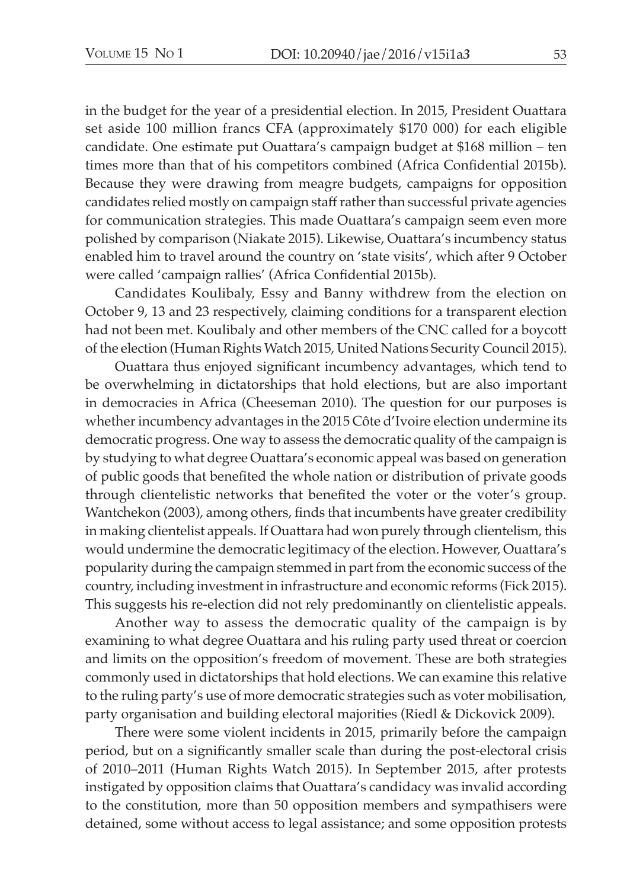in the budget for the year of a presidential election. In 2015, President Ouattara set aside 100 million francs CFA (approximately $170 000) for each eligible candidate. One estimate put Ouattara's campaign budget at $168 million – ten times more than that of his competitors combined (Africa Confidential 2015b). Because they were drawing from meagre budgets, campaigns for opposition candidates relied mostly on campaign staff rather than successful private agencies for communication strategies. This made Ouattara's campaign seem even more polished by comparison (Niakate 2015). Likewise, Ouattara's incumbency status enabled him to travel around the country on 'state visits', which after 9 October were called 'campaign rallies' (Africa Confidential 2015b).

Candidates Koulibaly, Essy and Banny withdrew from the election on October 9, 13 and 23 respectively, claiming conditions for a transparent election had not been met. Koulibaly and other members of the CNC called for a boycott of the election (Human Rights Watch 2015, United Nations Security Council 2015).

Ouattara thus enjoyed significant incumbency advantages, which tend to be overwhelming in dictatorships that hold elections, but are also important in democracies in Africa (Cheeseman 2010). The question for our purposes is whether incumbency advantages in the 2015 Côte d'Ivoire election undermine its democratic progress. One way to assess the democratic quality of the campaign is by studying to what degree Ouattara's economic appeal was based on generation of public goods that benefited the whole nation or distribution of private goods through clientelistic networks that benefited the voter or the voter's group. Wantchekon (2003), among others, finds that incumbents have greater credibility in making clientelist appeals. If Ouattara had won purely through clientelism, this would undermine the democratic legitimacy of the election. However, Ouattara's popularity during the campaign stemmed in part from the economic success of the country, including investment in infrastructure and economic reforms (Fick 2015). This suggests his re-election did not rely predominantly on clientelistic appeals.

Another way to assess the democratic quality of the campaign is by examining to what degree Ouattara and his ruling party used threat or coercion and limits on the opposition's freedom of movement. These are both strategies commonly used in dictatorships that hold elections. We can examine this relative to the ruling party's use of more democratic strategies such as voter mobilisation, party organisation and building electoral majorities (Riedl & Dickovick 2009).

There were some violent incidents in 2015, primarily before the campaign period, but on a significantly smaller scale than during the post-electoral crisis of 2010–2011 (Human Rights Watch 2015). In September 2015, after protests instigated by opposition claims that Ouattara's candidacy was invalid according to the constitution, more than 50 opposition members and sympathisers were detained, some without access to legal assistance; and some opposition protests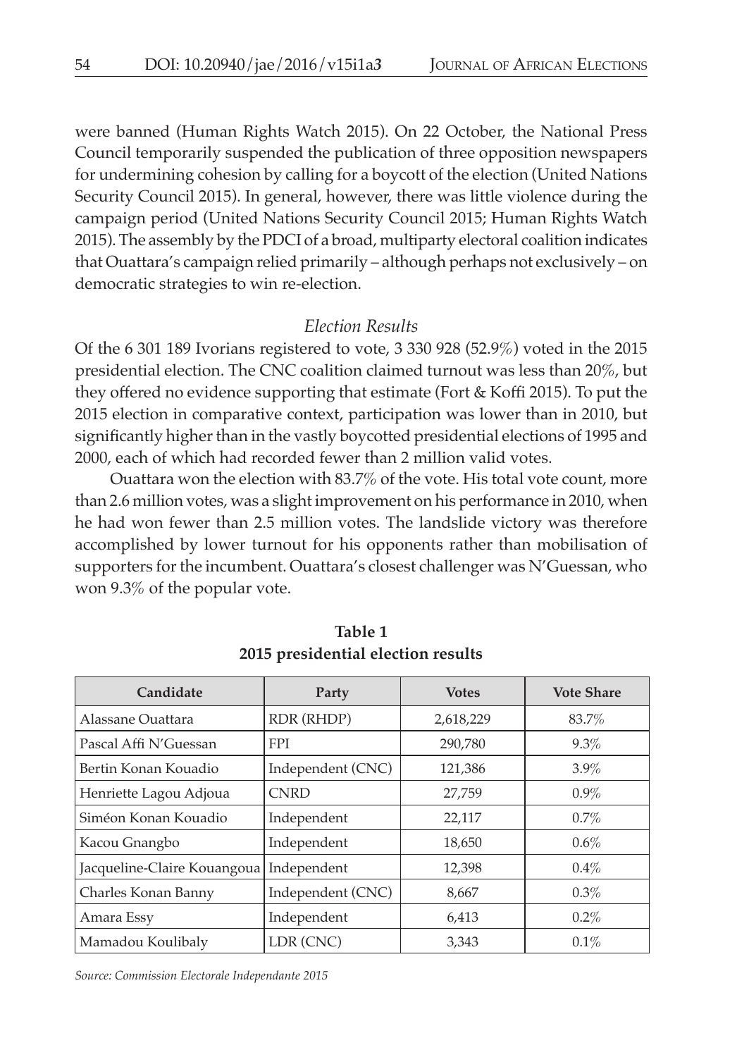were banned (Human Rights Watch 2015). On 22 October, the National Press Council temporarily suspended the publication of three opposition newspapers for undermining cohesion by calling for a boycott of the election (United Nations Security Council 2015). In general, however, there was little violence during the campaign period (United Nations Security Council 2015; Human Rights Watch 2015). The assembly by the PDCI of a broad, multiparty electoral coalition indicates that Ouattara's campaign relied primarily – although perhaps not exclusively – on democratic strategies to win re-election.

### *Election Results*

Of the 6 301 189 Ivorians registered to vote, 3 330 928 (52.9%) voted in the 2015 presidential election. The CNC coalition claimed turnout was less than 20%, but they offered no evidence supporting that estimate (Fort & Koffi 2015). To put the 2015 election in comparative context, participation was lower than in 2010, but significantly higher than in the vastly boycotted presidential elections of 1995 and 2000, each of which had recorded fewer than 2 million valid votes.

Ouattara won the election with 83.7% of the vote. His total vote count, more than 2.6 million votes, was a slight improvement on his performance in 2010, when he had won fewer than 2.5 million votes. The landslide victory was therefore accomplished by lower turnout for his opponents rather than mobilisation of supporters for the incumbent. Ouattara's closest challenger was N'Guessan, who won 9.3% of the popular vote.

**Table 1**
**2015 presidential election results**

| Candidate | Party | Votes | Vote Share |
|---|---|---|---|
| Alassane Ouattara | RDR (RHDP) | 2,618,229 | 83.7% |
| Pascal Affi N'Guessan | FPI | 290,780 | 9.3% |
| Bertin Konan Kouadio | Independent (CNC) | 121,386 | 3.9% |
| Henriette Lagou Adjoua | CNRD | 27,759 | 0.9% |
| Siméon Konan Kouadio | Independent | 22,117 | 0.7% |
| Kacou Gnangbo | Independent | 18,650 | 0.6% |
| Jacqueline-Claire Kouangoua | Independent | 12,398 | 0.4% |
| Charles Konan Banny | Independent (CNC) | 8,667 | 0.3% |
| Amara Essy | Independent | 6,413 | 0.2% |
| Mamadou Koulibaly | LDR (CNC) | 3,343 | 0.1% |

*Source: Commission Electorale Independante 2015*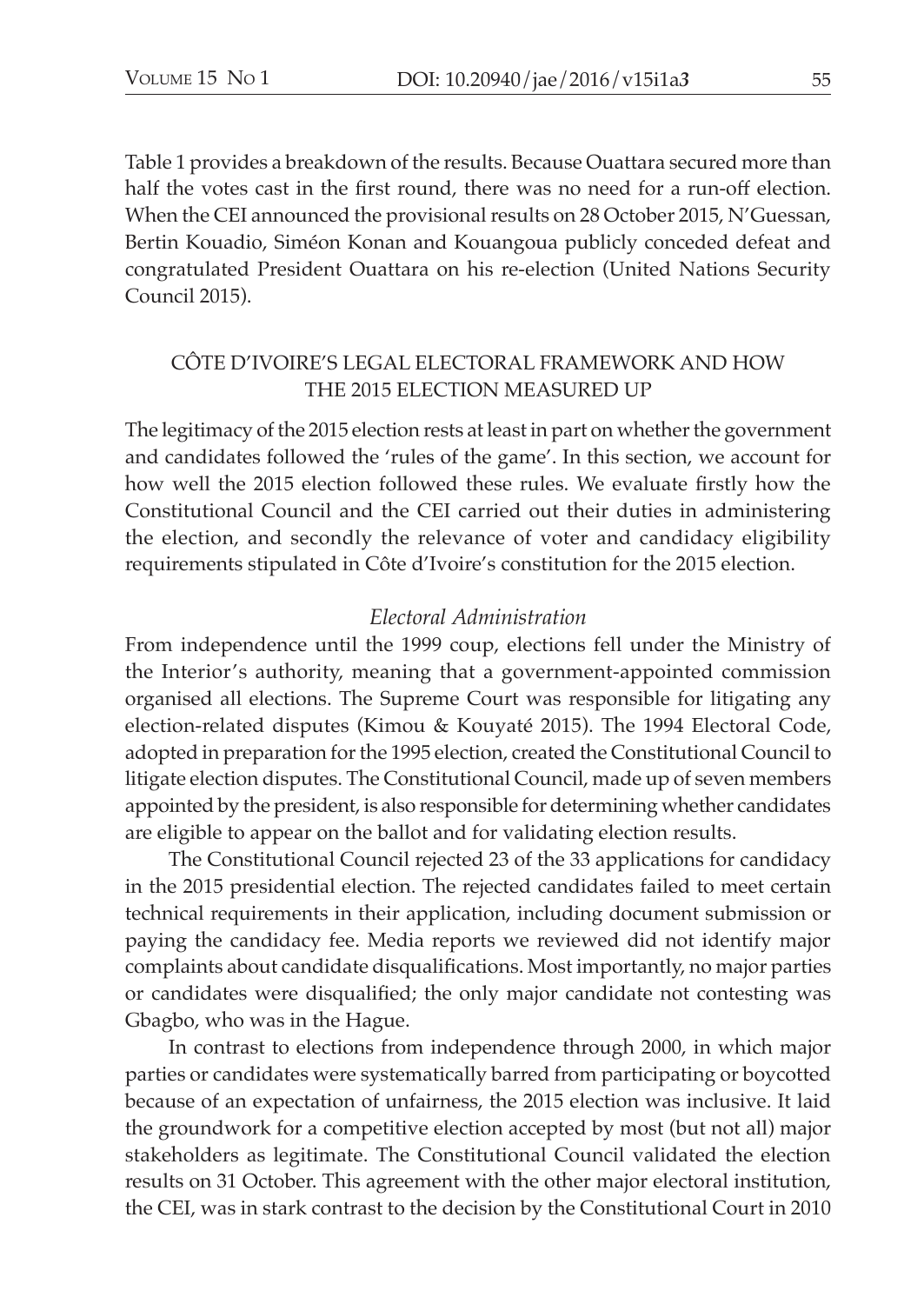Table 1 provides a breakdown of the results. Because Ouattara secured more than half the votes cast in the first round, there was no need for a run-off election. When the CEI announced the provisional results on 28 October 2015, N'Guessan, Bertin Kouadio, Siméon Konan and Kouangoua publicly conceded defeat and congratulated President Ouattara on his re-election (United Nations Security Council 2015).

## CÔTE D'IVOIRE'S LEGAL ELECTORAL FRAMEWORK AND HOW THE 2015 ELECTION MEASURED UP

The legitimacy of the 2015 election rests at least in part on whether the government and candidates followed the 'rules of the game'. In this section, we account for how well the 2015 election followed these rules. We evaluate firstly how the Constitutional Council and the CEI carried out their duties in administering the election, and secondly the relevance of voter and candidacy eligibility requirements stipulated in Côte d'Ivoire's constitution for the 2015 election.

### *Electoral Administration*

From independence until the 1999 coup, elections fell under the Ministry of the Interior's authority, meaning that a government-appointed commission organised all elections. The Supreme Court was responsible for litigating any election-related disputes (Kimou & Kouyaté 2015). The 1994 Electoral Code, adopted in preparation for the 1995 election, created the Constitutional Council to litigate election disputes. The Constitutional Council, made up of seven members appointed by the president, is also responsible for determining whether candidates are eligible to appear on the ballot and for validating election results.

The Constitutional Council rejected 23 of the 33 applications for candidacy in the 2015 presidential election. The rejected candidates failed to meet certain technical requirements in their application, including document submission or paying the candidacy fee. Media reports we reviewed did not identify major complaints about candidate disqualifications. Most importantly, no major parties or candidates were disqualified; the only major candidate not contesting was Gbagbo, who was in the Hague.

In contrast to elections from independence through 2000, in which major parties or candidates were systematically barred from participating or boycotted because of an expectation of unfairness, the 2015 election was inclusive. It laid the groundwork for a competitive election accepted by most (but not all) major stakeholders as legitimate. The Constitutional Council validated the election results on 31 October. This agreement with the other major electoral institution, the CEI, was in stark contrast to the decision by the Constitutional Court in 2010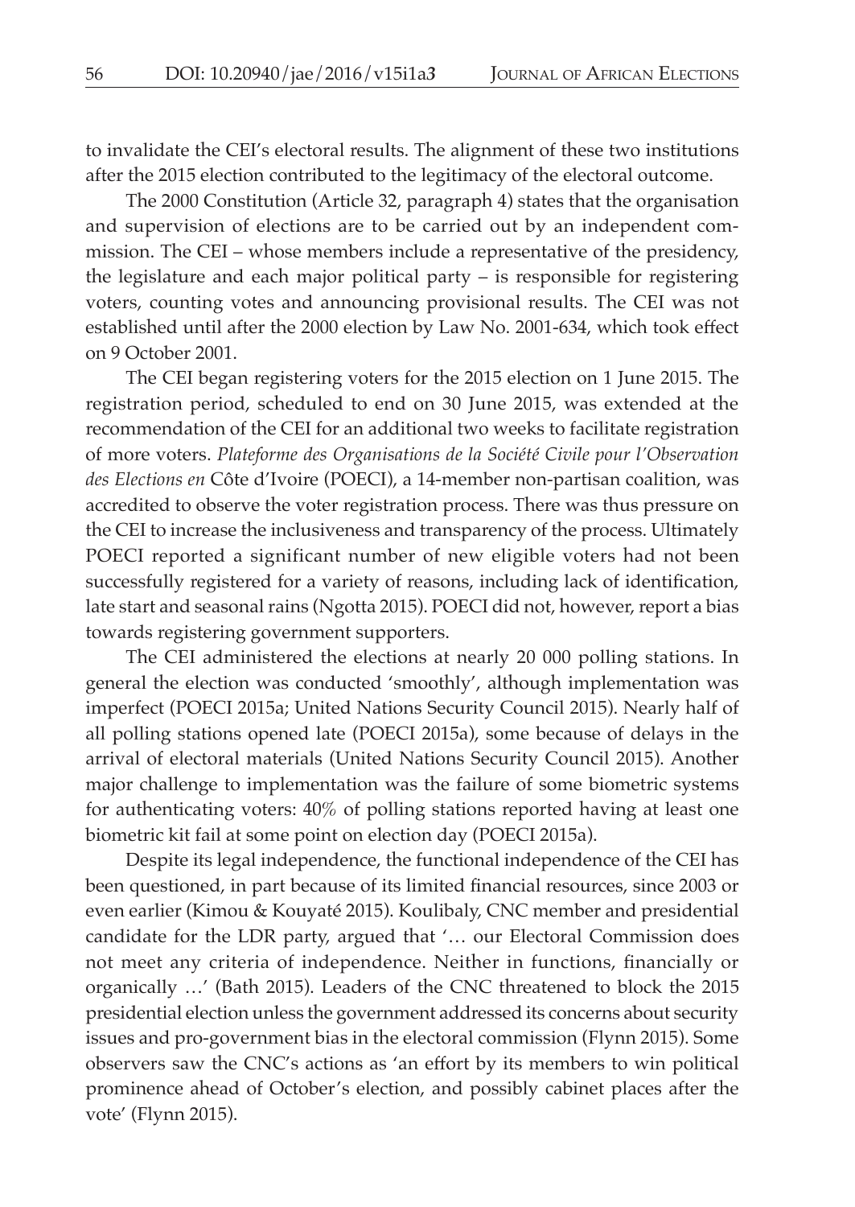to invalidate the CEI's electoral results. The alignment of these two institutions after the 2015 election contributed to the legitimacy of the electoral outcome.

The 2000 Constitution (Article 32, paragraph 4) states that the organisation and supervision of elections are to be carried out by an independent commission. The CEI – whose members include a representative of the presidency, the legislature and each major political party – is responsible for registering voters, counting votes and announcing provisional results. The CEI was not established until after the 2000 election by Law No. 2001-634, which took effect on 9 October 2001.

The CEI began registering voters for the 2015 election on 1 June 2015. The registration period, scheduled to end on 30 June 2015, was extended at the recommendation of the CEI for an additional two weeks to facilitate registration of more voters. *Plateforme des Organisations de la Société Civile pour l'Observation des Elections en* Côte d'Ivoire (POECI), a 14-member non-partisan coalition, was accredited to observe the voter registration process. There was thus pressure on the CEI to increase the inclusiveness and transparency of the process. Ultimately POECI reported a significant number of new eligible voters had not been successfully registered for a variety of reasons, including lack of identification, late start and seasonal rains (Ngotta 2015). POECI did not, however, report a bias towards registering government supporters.

The CEI administered the elections at nearly 20 000 polling stations. In general the election was conducted 'smoothly', although implementation was imperfect (POECI 2015a; United Nations Security Council 2015). Nearly half of all polling stations opened late (POECI 2015a), some because of delays in the arrival of electoral materials (United Nations Security Council 2015). Another major challenge to implementation was the failure of some biometric systems for authenticating voters: 40% of polling stations reported having at least one biometric kit fail at some point on election day (POECI 2015a).

Despite its legal independence, the functional independence of the CEI has been questioned, in part because of its limited financial resources, since 2003 or even earlier (Kimou & Kouyaté 2015). Koulibaly, CNC member and presidential candidate for the LDR party, argued that '… our Electoral Commission does not meet any criteria of independence. Neither in functions, financially or organically …' (Bath 2015). Leaders of the CNC threatened to block the 2015 presidential election unless the government addressed its concerns about security issues and pro-government bias in the electoral commission (Flynn 2015). Some observers saw the CNC's actions as 'an effort by its members to win political prominence ahead of October's election, and possibly cabinet places after the vote' (Flynn 2015).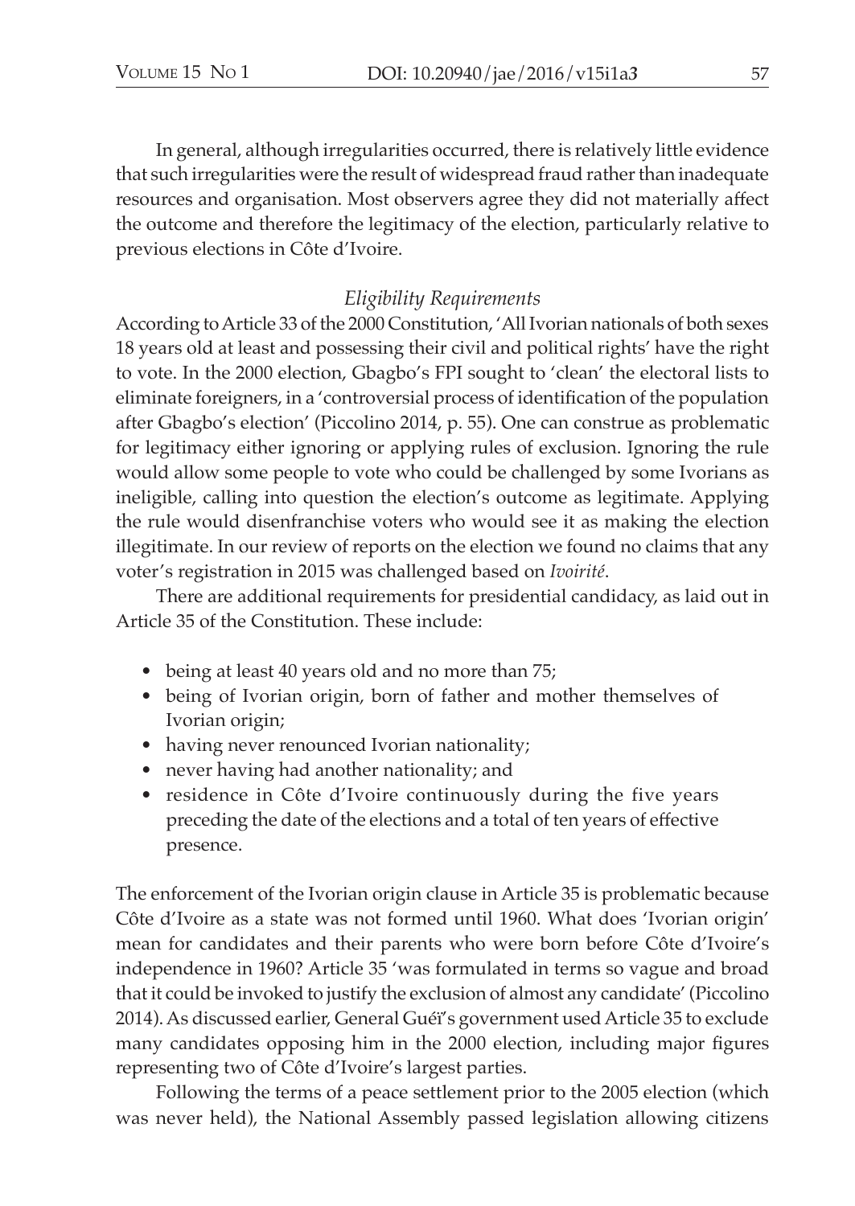In general, although irregularities occurred, there is relatively little evidence that such irregularities were the result of widespread fraud rather than inadequate resources and organisation. Most observers agree they did not materially affect the outcome and therefore the legitimacy of the election, particularly relative to previous elections in Côte d'Ivoire.

### *Eligibility Requirements*

According to Article 33 of the 2000 Constitution, 'All Ivorian nationals of both sexes 18 years old at least and possessing their civil and political rights' have the right to vote. In the 2000 election, Gbagbo's FPI sought to 'clean' the electoral lists to eliminate foreigners, in a 'controversial process of identification of the population after Gbagbo's election' (Piccolino 2014, p. 55). One can construe as problematic for legitimacy either ignoring or applying rules of exclusion. Ignoring the rule would allow some people to vote who could be challenged by some Ivorians as ineligible, calling into question the election's outcome as legitimate. Applying the rule would disenfranchise voters who would see it as making the election illegitimate. In our review of reports on the election we found no claims that any voter's registration in 2015 was challenged based on *Ivoirité*.

There are additional requirements for presidential candidacy, as laid out in Article 35 of the Constitution. These include:

- being at least 40 years old and no more than 75;
- being of Ivorian origin, born of father and mother themselves of Ivorian origin;
- having never renounced Ivorian nationality;
- never having had another nationality; and
- residence in Côte d'Ivoire continuously during the five years preceding the date of the elections and a total of ten years of effective presence.

The enforcement of the Ivorian origin clause in Article 35 is problematic because Côte d'Ivoire as a state was not formed until 1960. What does 'Ivorian origin' mean for candidates and their parents who were born before Côte d'Ivoire's independence in 1960? Article 35 'was formulated in terms so vague and broad that it could be invoked to justify the exclusion of almost any candidate' (Piccolino 2014). As discussed earlier, General Guéï's government used Article 35 to exclude many candidates opposing him in the 2000 election, including major figures representing two of Côte d'Ivoire's largest parties.

Following the terms of a peace settlement prior to the 2005 election (which was never held), the National Assembly passed legislation allowing citizens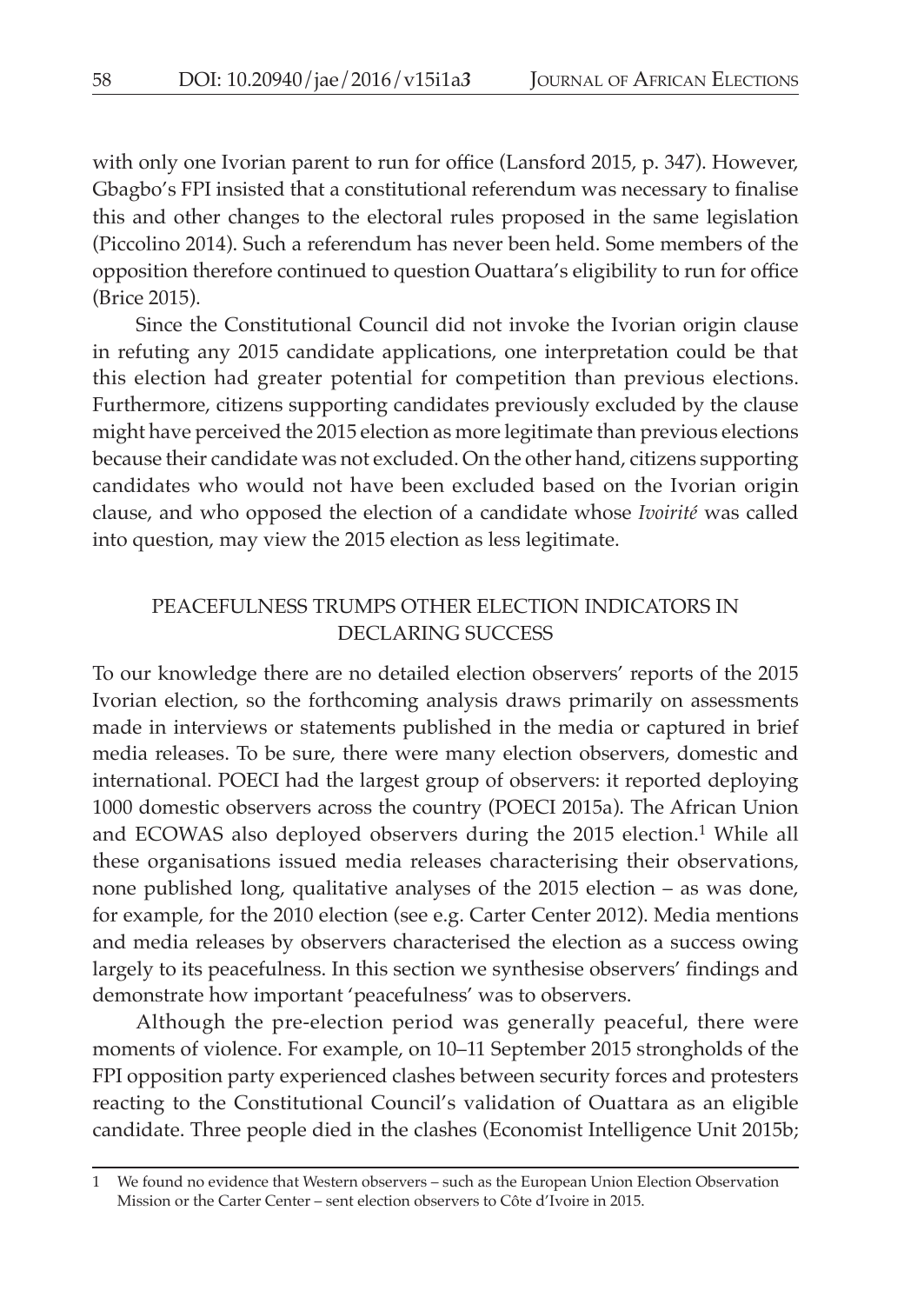with only one Ivorian parent to run for office (Lansford 2015, p. 347). However, Gbagbo's FPI insisted that a constitutional referendum was necessary to finalise this and other changes to the electoral rules proposed in the same legislation (Piccolino 2014). Such a referendum has never been held. Some members of the opposition therefore continued to question Ouattara's eligibility to run for office (Brice 2015).

Since the Constitutional Council did not invoke the Ivorian origin clause in refuting any 2015 candidate applications, one interpretation could be that this election had greater potential for competition than previous elections. Furthermore, citizens supporting candidates previously excluded by the clause might have perceived the 2015 election as more legitimate than previous elections because their candidate was not excluded. On the other hand, citizens supporting candidates who would not have been excluded based on the Ivorian origin clause, and who opposed the election of a candidate whose *Ivoirité* was called into question, may view the 2015 election as less legitimate.

## PEACEFULNESS TRUMPS OTHER ELECTION INDICATORS IN DECLARING SUCCESS

To our knowledge there are no detailed election observers' reports of the 2015 Ivorian election, so the forthcoming analysis draws primarily on assessments made in interviews or statements published in the media or captured in brief media releases. To be sure, there were many election observers, domestic and international. POECI had the largest group of observers: it reported deploying 1000 domestic observers across the country (POECI 2015a). The African Union and ECOWAS also deployed observers during the 2015 election.[1] While all these organisations issued media releases characterising their observations, none published long, qualitative analyses of the 2015 election – as was done, for example, for the 2010 election (see e.g. Carter Center 2012). Media mentions and media releases by observers characterised the election as a success owing largely to its peacefulness. In this section we synthesise observers' findings and demonstrate how important 'peacefulness' was to observers.

Although the pre-election period was generally peaceful, there were moments of violence. For example, on 10–11 September 2015 strongholds of the FPI opposition party experienced clashes between security forces and protesters reacting to the Constitutional Council's validation of Ouattara as an eligible candidate. Three people died in the clashes (Economist Intelligence Unit 2015b;

---

1 We found no evidence that Western observers – such as the European Union Election Observation Mission or the Carter Center – sent election observers to Côte d'Ivoire in 2015.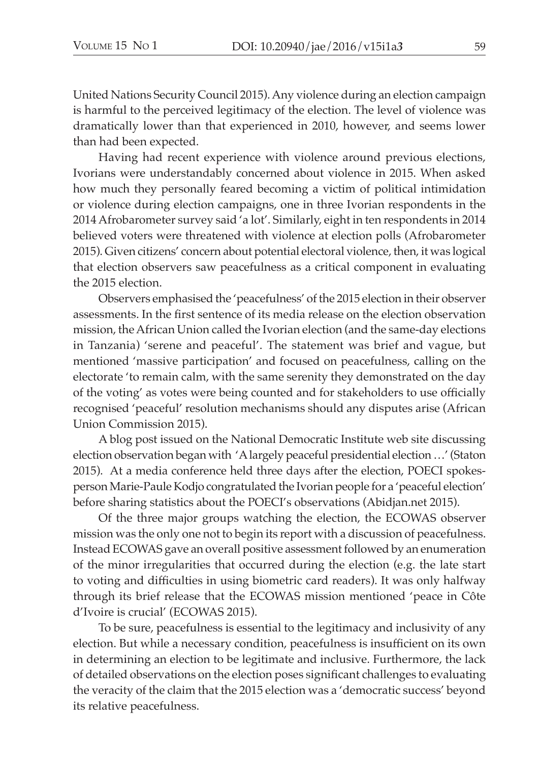United Nations Security Council 2015). Any violence during an election campaign is harmful to the perceived legitimacy of the election. The level of violence was dramatically lower than that experienced in 2010, however, and seems lower than had been expected.

Having had recent experience with violence around previous elections, Ivorians were understandably concerned about violence in 2015. When asked how much they personally feared becoming a victim of political intimidation or violence during election campaigns, one in three Ivorian respondents in the 2014 Afrobarometer survey said 'a lot'. Similarly, eight in ten respondents in 2014 believed voters were threatened with violence at election polls (Afrobarometer 2015). Given citizens' concern about potential electoral violence, then, it was logical that election observers saw peacefulness as a critical component in evaluating the 2015 election.

Observers emphasised the 'peacefulness' of the 2015 election in their observer assessments. In the first sentence of its media release on the election observation mission, the African Union called the Ivorian election (and the same-day elections in Tanzania) 'serene and peaceful'. The statement was brief and vague, but mentioned 'massive participation' and focused on peacefulness, calling on the electorate 'to remain calm, with the same serenity they demonstrated on the day of the voting' as votes were being counted and for stakeholders to use officially recognised 'peaceful' resolution mechanisms should any disputes arise (African Union Commission 2015).

A blog post issued on the National Democratic Institute web site discussing election observation began with 'A largely peaceful presidential election …' (Staton 2015). At a media conference held three days after the election, POECI spokesperson Marie-Paule Kodjo congratulated the Ivorian people for a 'peaceful election' before sharing statistics about the POECI's observations (Abidjan.net 2015).

Of the three major groups watching the election, the ECOWAS observer mission was the only one not to begin its report with a discussion of peacefulness. Instead ECOWAS gave an overall positive assessment followed by an enumeration of the minor irregularities that occurred during the election (e.g. the late start to voting and difficulties in using biometric card readers). It was only halfway through its brief release that the ECOWAS mission mentioned 'peace in Côte d'Ivoire is crucial' (ECOWAS 2015).

To be sure, peacefulness is essential to the legitimacy and inclusivity of any election. But while a necessary condition, peacefulness is insufficient on its own in determining an election to be legitimate and inclusive. Furthermore, the lack of detailed observations on the election poses significant challenges to evaluating the veracity of the claim that the 2015 election was a 'democratic success' beyond its relative peacefulness.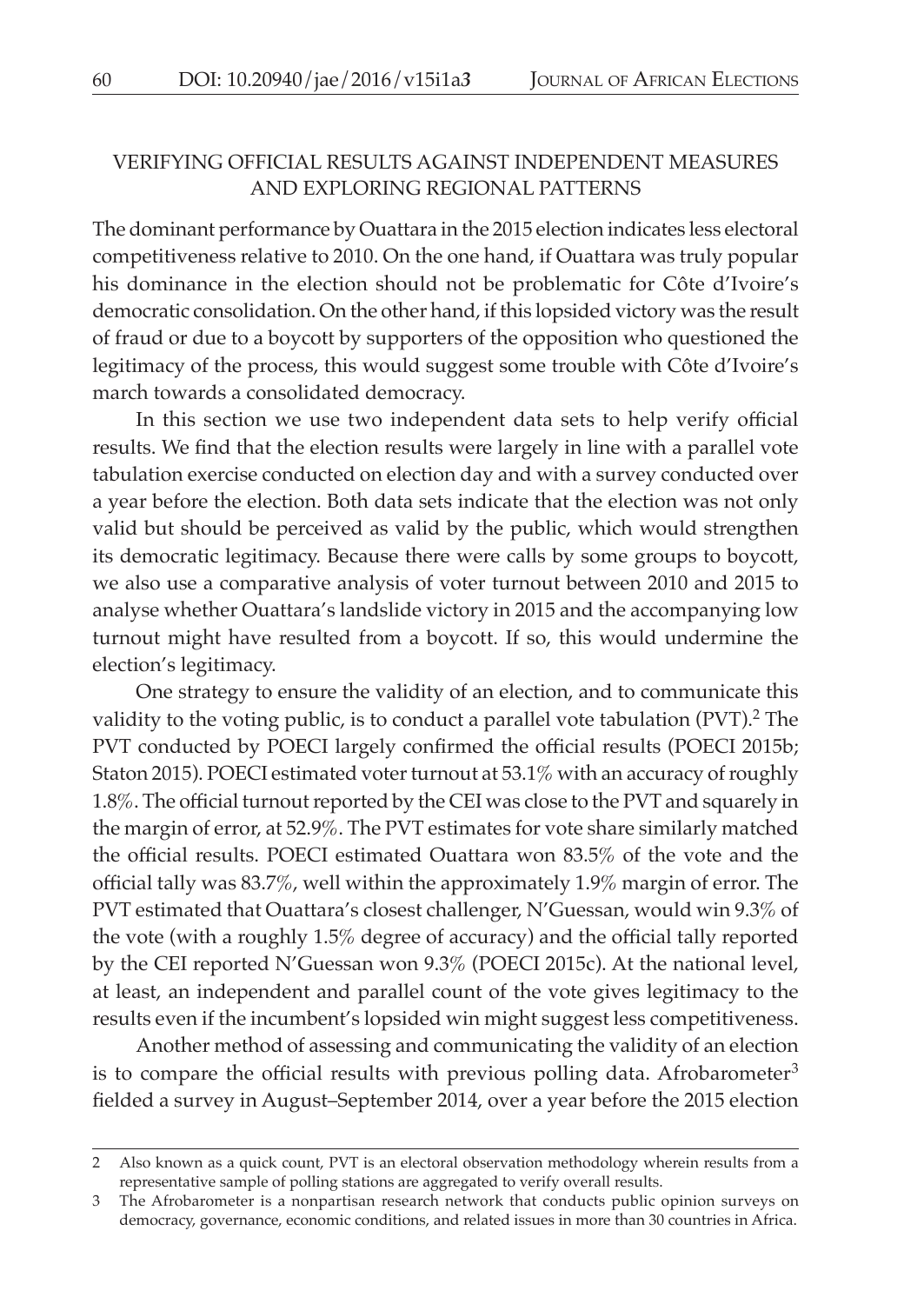## VERIFYING OFFICIAL RESULTS AGAINST INDEPENDENT MEASURES AND EXPLORING REGIONAL PATTERNS

The dominant performance by Ouattara in the 2015 election indicates less electoral competitiveness relative to 2010. On the one hand, if Ouattara was truly popular his dominance in the election should not be problematic for Côte d'Ivoire's democratic consolidation. On the other hand, if this lopsided victory was the result of fraud or due to a boycott by supporters of the opposition who questioned the legitimacy of the process, this would suggest some trouble with Côte d'Ivoire's march towards a consolidated democracy.

In this section we use two independent data sets to help verify official results. We find that the election results were largely in line with a parallel vote tabulation exercise conducted on election day and with a survey conducted over a year before the election. Both data sets indicate that the election was not only valid but should be perceived as valid by the public, which would strengthen its democratic legitimacy. Because there were calls by some groups to boycott, we also use a comparative analysis of voter turnout between 2010 and 2015 to analyse whether Ouattara's landslide victory in 2015 and the accompanying low turnout might have resulted from a boycott. If so, this would undermine the election's legitimacy.

One strategy to ensure the validity of an election, and to communicate this validity to the voting public, is to conduct a parallel vote tabulation (PVT).[2] The PVT conducted by POECI largely confirmed the official results (POECI 2015b; Staton 2015). POECI estimated voter turnout at 53.1% with an accuracy of roughly 1.8%. The official turnout reported by the CEI was close to the PVT and squarely in the margin of error, at 52.9%. The PVT estimates for vote share similarly matched the official results. POECI estimated Ouattara won 83.5% of the vote and the official tally was 83.7%, well within the approximately 1.9% margin of error. The PVT estimated that Ouattara's closest challenger, N'Guessan, would win 9.3% of the vote (with a roughly 1.5% degree of accuracy) and the official tally reported by the CEI reported N'Guessan won 9.3% (POECI 2015c). At the national level, at least, an independent and parallel count of the vote gives legitimacy to the results even if the incumbent's lopsided win might suggest less competitiveness.

Another method of assessing and communicating the validity of an election is to compare the official results with previous polling data. Afrobarometer[3] fielded a survey in August–September 2014, over a year before the 2015 election

---

2 Also known as a quick count, PVT is an electoral observation methodology wherein results from a representative sample of polling stations are aggregated to verify overall results.

3 The Afrobarometer is a nonpartisan research network that conducts public opinion surveys on democracy, governance, economic conditions, and related issues in more than 30 countries in Africa.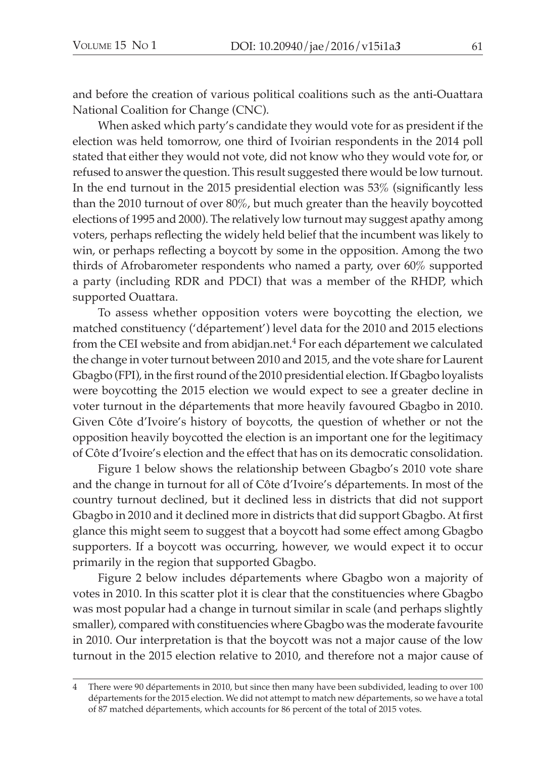and before the creation of various political coalitions such as the anti-Ouattara National Coalition for Change (CNC).

When asked which party's candidate they would vote for as president if the election was held tomorrow, one third of Ivoirian respondents in the 2014 poll stated that either they would not vote, did not know who they would vote for, or refused to answer the question. This result suggested there would be low turnout. In the end turnout in the 2015 presidential election was 53% (significantly less than the 2010 turnout of over 80%, but much greater than the heavily boycotted elections of 1995 and 2000). The relatively low turnout may suggest apathy among voters, perhaps reflecting the widely held belief that the incumbent was likely to win, or perhaps reflecting a boycott by some in the opposition. Among the two thirds of Afrobarometer respondents who named a party, over 60% supported a party (including RDR and PDCI) that was a member of the RHDP, which supported Ouattara.

To assess whether opposition voters were boycotting the election, we matched constituency ('département') level data for the 2010 and 2015 elections from the CEI website and from abidjan.net.[4] For each département we calculated the change in voter turnout between 2010 and 2015, and the vote share for Laurent Gbagbo (FPI), in the first round of the 2010 presidential election. If Gbagbo loyalists were boycotting the 2015 election we would expect to see a greater decline in voter turnout in the départements that more heavily favoured Gbagbo in 2010. Given Côte d'Ivoire's history of boycotts, the question of whether or not the opposition heavily boycotted the election is an important one for the legitimacy of Côte d'Ivoire's election and the effect that has on its democratic consolidation.

Figure 1 below shows the relationship between Gbagbo's 2010 vote share and the change in turnout for all of Côte d'Ivoire's départements. In most of the country turnout declined, but it declined less in districts that did not support Gbagbo in 2010 and it declined more in districts that did support Gbagbo. At first glance this might seem to suggest that a boycott had some effect among Gbagbo supporters. If a boycott was occurring, however, we would expect it to occur primarily in the region that supported Gbagbo.

Figure 2 below includes départements where Gbagbo won a majority of votes in 2010. In this scatter plot it is clear that the constituencies where Gbagbo was most popular had a change in turnout similar in scale (and perhaps slightly smaller), compared with constituencies where Gbagbo was the moderate favourite in 2010. Our interpretation is that the boycott was not a major cause of the low turnout in the 2015 election relative to 2010, and therefore not a major cause of

---

4 There were 90 départements in 2010, but since then many have been subdivided, leading to over 100 départements for the 2015 election. We did not attempt to match new départements, so we have a total of 87 matched départements, which accounts for 86 percent of the total of 2015 votes.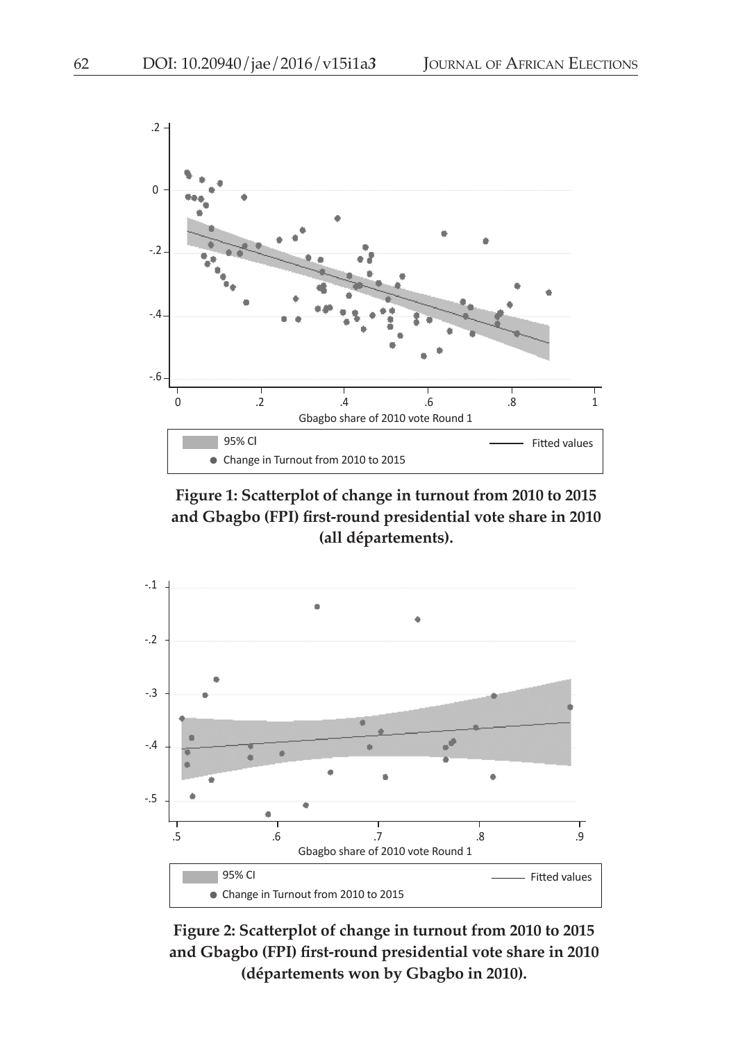**Figure 1: Scatterplot of change in turnout from 2010 to 2015 and Gbagbo (FPI) first-round presidential vote share in 2010 (all départements).**

**Figure 2: Scatterplot of change in turnout from 2010 to 2015 and Gbagbo (FPI) first-round presidential vote share in 2010 (départements won by Gbagbo in 2010).**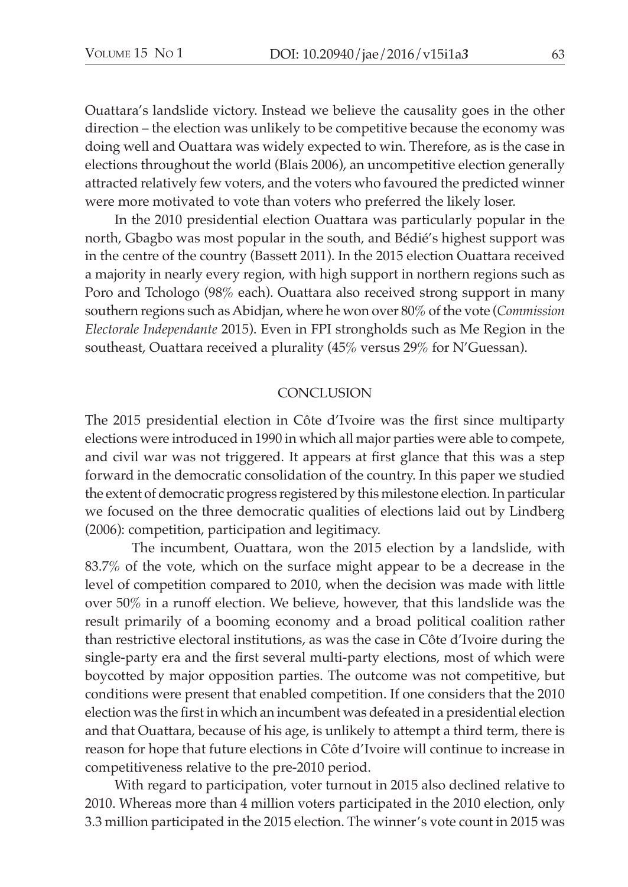Ouattara's landslide victory. Instead we believe the causality goes in the other direction – the election was unlikely to be competitive because the economy was doing well and Ouattara was widely expected to win. Therefore, as is the case in elections throughout the world (Blais 2006), an uncompetitive election generally attracted relatively few voters, and the voters who favoured the predicted winner were more motivated to vote than voters who preferred the likely loser.

In the 2010 presidential election Ouattara was particularly popular in the north, Gbagbo was most popular in the south, and Bédié's highest support was in the centre of the country (Bassett 2011). In the 2015 election Ouattara received a majority in nearly every region, with high support in northern regions such as Poro and Tchologo (98% each). Ouattara also received strong support in many southern regions such as Abidjan, where he won over 80% of the vote (*Commission Electorale Independante* 2015). Even in FPI strongholds such as Me Region in the southeast, Ouattara received a plurality (45% versus 29% for N'Guessan).

## CONCLUSION

The 2015 presidential election in Côte d'Ivoire was the first since multiparty elections were introduced in 1990 in which all major parties were able to compete, and civil war was not triggered. It appears at first glance that this was a step forward in the democratic consolidation of the country. In this paper we studied the extent of democratic progress registered by this milestone election. In particular we focused on the three democratic qualities of elections laid out by Lindberg (2006): competition, participation and legitimacy.

The incumbent, Ouattara, won the 2015 election by a landslide, with 83.7% of the vote, which on the surface might appear to be a decrease in the level of competition compared to 2010, when the decision was made with little over 50% in a runoff election. We believe, however, that this landslide was the result primarily of a booming economy and a broad political coalition rather than restrictive electoral institutions, as was the case in Côte d'Ivoire during the single-party era and the first several multi-party elections, most of which were boycotted by major opposition parties. The outcome was not competitive, but conditions were present that enabled competition. If one considers that the 2010 election was the first in which an incumbent was defeated in a presidential election and that Ouattara, because of his age, is unlikely to attempt a third term, there is reason for hope that future elections in Côte d'Ivoire will continue to increase in competitiveness relative to the pre-2010 period.

With regard to participation, voter turnout in 2015 also declined relative to 2010. Whereas more than 4 million voters participated in the 2010 election, only 3.3 million participated in the 2015 election. The winner's vote count in 2015 was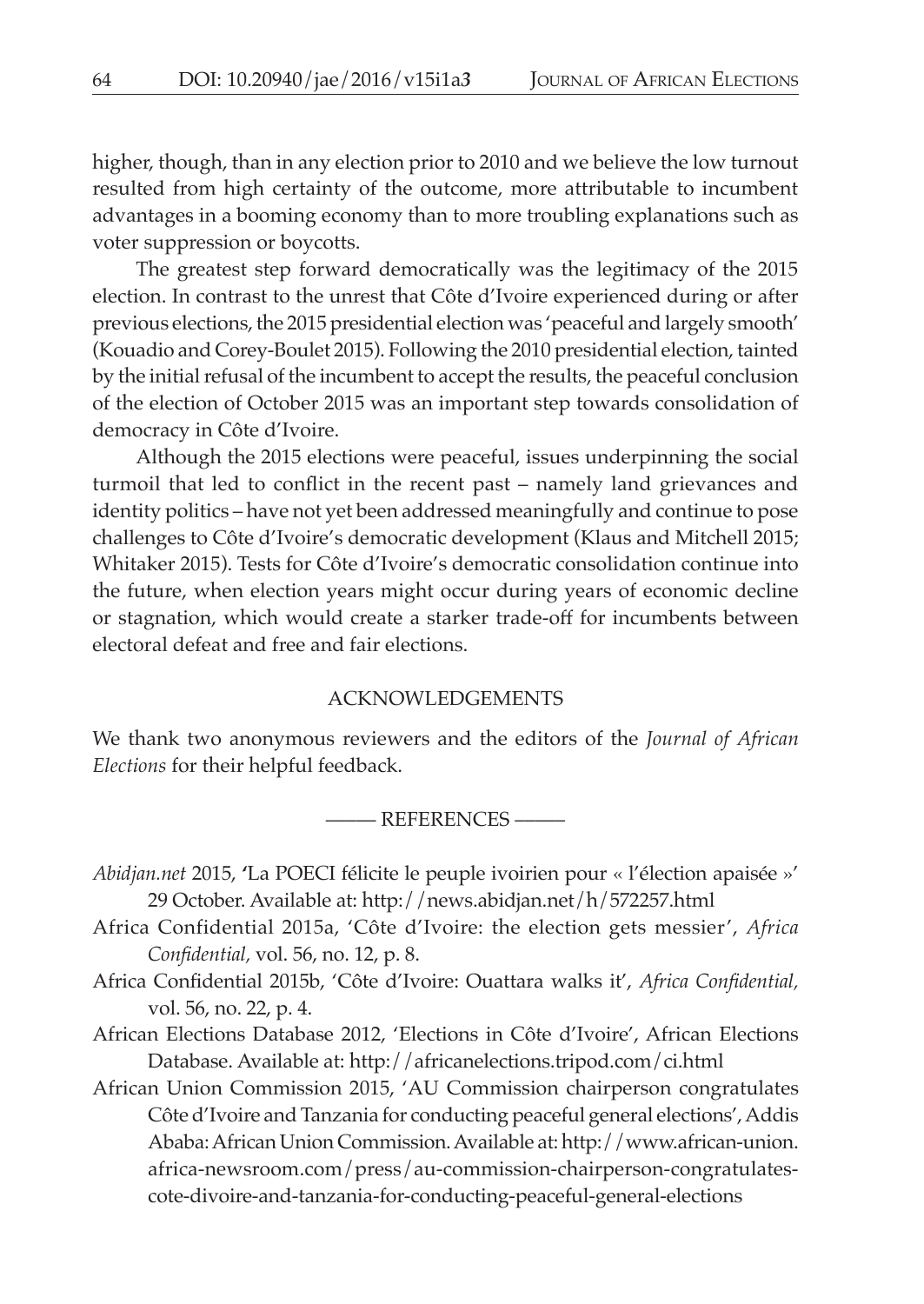higher, though, than in any election prior to 2010 and we believe the low turnout resulted from high certainty of the outcome, more attributable to incumbent advantages in a booming economy than to more troubling explanations such as voter suppression or boycotts.

The greatest step forward democratically was the legitimacy of the 2015 election. In contrast to the unrest that Côte d'Ivoire experienced during or after previous elections, the 2015 presidential election was 'peaceful and largely smooth' (Kouadio and Corey-Boulet 2015). Following the 2010 presidential election, tainted by the initial refusal of the incumbent to accept the results, the peaceful conclusion of the election of October 2015 was an important step towards consolidation of democracy in Côte d'Ivoire.

Although the 2015 elections were peaceful, issues underpinning the social turmoil that led to conflict in the recent past – namely land grievances and identity politics – have not yet been addressed meaningfully and continue to pose challenges to Côte d'Ivoire's democratic development (Klaus and Mitchell 2015; Whitaker 2015). Tests for Côte d'Ivoire's democratic consolidation continue into the future, when election years might occur during years of economic decline or stagnation, which would create a starker trade-off for incumbents between electoral defeat and free and fair elections.

## ACKNOWLEDGEMENTS

We thank two anonymous reviewers and the editors of the *Journal of African Elections* for their helpful feedback.

## REFERENCES

*Abidjan.net* 2015, 'La POECI félicite le peuple ivoirien pour « l'élection apaisée »' 29 October. Available at: http://news.abidjan.net/h/572257.html

Africa Confidential 2015a, 'Côte d'Ivoire: the election gets messier', *Africa Confidential,* vol. 56, no. 12, p. 8.

Africa Confidential 2015b, 'Côte d'Ivoire: Ouattara walks it', *Africa Confidential,* vol. 56, no. 22, p. 4.

African Elections Database 2012, 'Elections in Côte d'Ivoire', African Elections Database. Available at: http://africanelections.tripod.com/ci.html

African Union Commission 2015, 'AU Commission chairperson congratulates Côte d'Ivoire and Tanzania for conducting peaceful general elections', Addis Ababa: African Union Commission. Available at: http://www.african-union.africa-newsroom.com/press/au-commission-chairperson-congratulates-cote-divoire-and-tanzania-for-conducting-peaceful-general-elections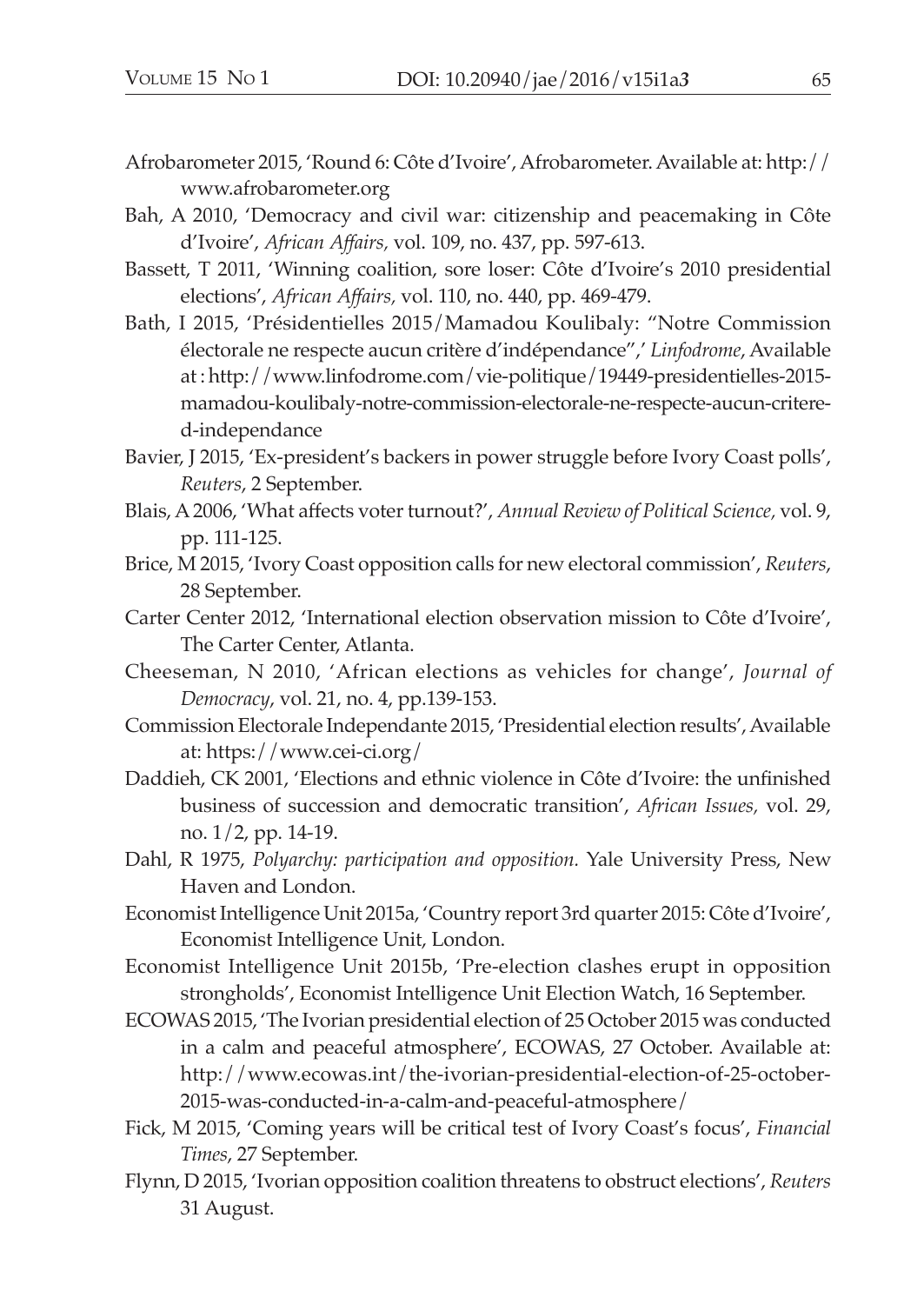Afrobarometer 2015, 'Round 6: Côte d'Ivoire', Afrobarometer. Available at: http://www.afrobarometer.org

Bah, A 2010, 'Democracy and civil war: citizenship and peacemaking in Côte d'Ivoire', *African Affairs,* vol. 109, no. 437, pp. 597-613.

Bassett, T 2011, 'Winning coalition, sore loser: Côte d'Ivoire's 2010 presidential elections', *African Affairs,* vol. 110, no. 440, pp. 469-479.

Bath, I 2015, 'Présidentielles 2015/Mamadou Koulibaly: "Notre Commission électorale ne respecte aucun critère d'indépendance",' *Linfodrome*, Available at : http://www.linfodrome.com/vie-politique/19449-presidentielles-2015-mamadou-koulibaly-notre-commission-electorale-ne-respecte-aucun-critere-d-independance

Bavier, J 2015, 'Ex-president's backers in power struggle before Ivory Coast polls', *Reuters*, 2 September.

Blais, A 2006, 'What affects voter turnout?', *Annual Review of Political Science,* vol. 9, pp. 111-125.

Brice, M 2015, 'Ivory Coast opposition calls for new electoral commission', *Reuters*, 28 September.

Carter Center 2012, 'International election observation mission to Côte d'Ivoire', The Carter Center, Atlanta.

Cheeseman, N 2010, 'African elections as vehicles for change', *Journal of Democracy*, vol. 21, no. 4, pp.139-153.

Commission Electorale Independante 2015, 'Presidential election results', Available at: https://www.cei-ci.org/

Daddieh, CK 2001, 'Elections and ethnic violence in Côte d'Ivoire: the unfinished business of succession and democratic transition', *African Issues,* vol. 29, no. 1/2, pp. 14-19.

Dahl, R 1975, *Polyarchy: participation and opposition.* Yale University Press, New Haven and London.

Economist Intelligence Unit 2015a, 'Country report 3rd quarter 2015: Côte d'Ivoire', Economist Intelligence Unit, London.

Economist Intelligence Unit 2015b, 'Pre-election clashes erupt in opposition strongholds', Economist Intelligence Unit Election Watch, 16 September.

ECOWAS 2015, 'The Ivorian presidential election of 25 October 2015 was conducted in a calm and peaceful atmosphere', ECOWAS, 27 October. Available at: http://www.ecowas.int/the-ivorian-presidential-election-of-25-october-2015-was-conducted-in-a-calm-and-peaceful-atmosphere/

Fick, M 2015, 'Coming years will be critical test of Ivory Coast's focus', *Financial Times*, 27 September.

Flynn, D 2015, 'Ivorian opposition coalition threatens to obstruct elections', *Reuters* 31 August.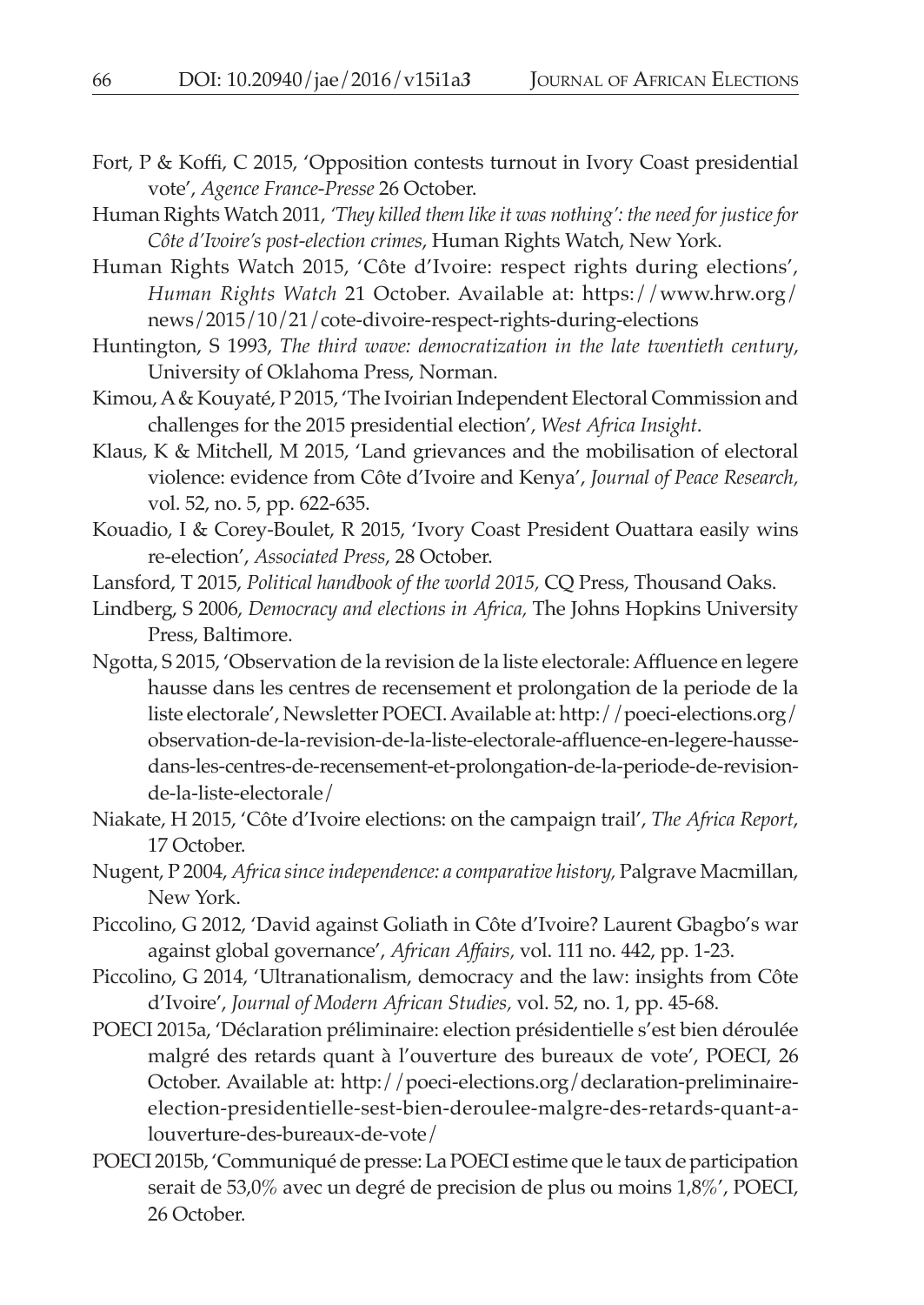Fort, P & Koffi, C 2015, 'Opposition contests turnout in Ivory Coast presidential vote', *Agence France-Presse* 26 October.

Human Rights Watch 2011, *'They killed them like it was nothing': the need for justice for Côte d'Ivoire's post-election crimes*, Human Rights Watch, New York.

Human Rights Watch 2015, 'Côte d'Ivoire: respect rights during elections', *Human Rights Watch* 21 October. Available at: https://www.hrw.org/news/2015/10/21/cote-divoire-respect-rights-during-elections

Huntington, S 1993, *The third wave: democratization in the late twentieth century*, University of Oklahoma Press, Norman.

Kimou, A & Kouyaté, P 2015, 'The Ivoirian Independent Electoral Commission and challenges for the 2015 presidential election', *West Africa Insight*.

Klaus, K & Mitchell, M 2015, 'Land grievances and the mobilisation of electoral violence: evidence from Côte d'Ivoire and Kenya', *Journal of Peace Research,* vol. 52, no. 5, pp. 622-635.

Kouadio, I & Corey-Boulet, R 2015, 'Ivory Coast President Ouattara easily wins re-election', *Associated Press*, 28 October.

Lansford, T 2015, *Political handbook of the world 2015,* CQ Press, Thousand Oaks.

Lindberg, S 2006, *Democracy and elections in Africa,* The Johns Hopkins University Press, Baltimore.

Ngotta, S 2015, 'Observation de la revision de la liste electorale: Affluence en legere hausse dans les centres de recensement et prolongation de la periode de la liste electorale', Newsletter POECI. Available at: http://poeci-elections.org/observation-de-la-revision-de-la-liste-electorale-affluence-en-legere-hausse-dans-les-centres-de-recensement-et-prolongation-de-la-periode-de-revision-de-la-liste-electorale/

Niakate, H 2015, 'Côte d'Ivoire elections: on the campaign trail', *The Africa Report,* 17 October.

Nugent, P 2004, *Africa since independence: a comparative history,* Palgrave Macmillan, New York.

Piccolino, G 2012, 'David against Goliath in Côte d'Ivoire? Laurent Gbagbo's war against global governance', *African Affairs,* vol. 111 no. 442, pp. 1-23.

Piccolino, G 2014, 'Ultranationalism, democracy and the law: insights from Côte d'Ivoire', *Journal of Modern African Studies,* vol. 52, no. 1, pp. 45-68.

POECI 2015a, 'Déclaration préliminaire: election présidentielle s'est bien déroulée malgré des retards quant à l'ouverture des bureaux de vote', POECI, 26 October. Available at: http://poeci-elections.org/declaration-preliminaire-election-presidentielle-sest-bien-deroulee-malgre-des-retards-quant-a-louverture-des-bureaux-de-vote/

POECI 2015b, 'Communiqué de presse: La POECI estime que le taux de participation serait de 53,0% avec un degré de precision de plus ou moins 1,8%', POECI, 26 October.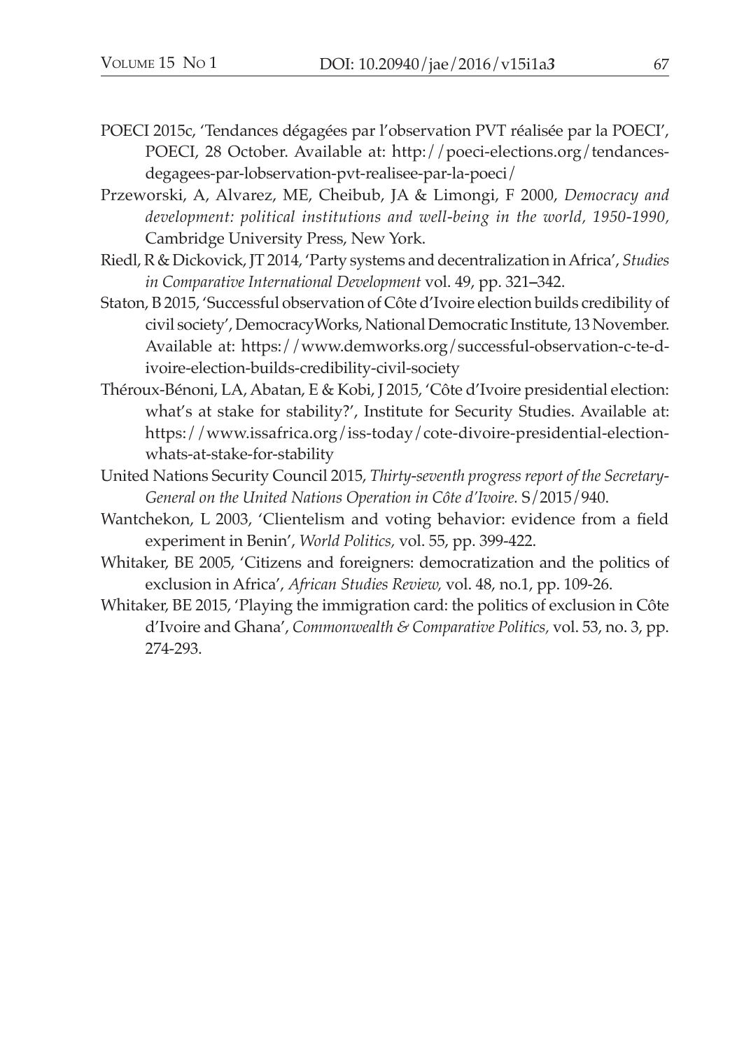POECI 2015c, 'Tendances dégagées par l'observation PVT réalisée par la POECI', POECI, 28 October. Available at: http://poeci-elections.org/tendances-degagees-par-lobservation-pvt-realisee-par-la-poeci/

Przeworski, A, Alvarez, ME, Cheibub, JA & Limongi, F 2000, *Democracy and development: political institutions and well-being in the world, 1950-1990,* Cambridge University Press, New York.

Riedl, R & Dickovick, JT 2014, 'Party systems and decentralization in Africa', *Studies in Comparative International Development* vol. 49, pp. 321–342.

Staton, B 2015, 'Successful observation of Côte d'Ivoire election builds credibility of civil society', DemocracyWorks, National Democratic Institute, 13 November. Available at: https://www.demworks.org/successful-observation-c-te-d-ivoire-election-builds-credibility-civil-society

Théroux-Bénoni, LA, Abatan, E & Kobi, J 2015, 'Côte d'Ivoire presidential election: what's at stake for stability?', Institute for Security Studies. Available at: https://www.issafrica.org/iss-today/cote-divoire-presidential-election-whats-at-stake-for-stability

United Nations Security Council 2015, *Thirty-seventh progress report of the Secretary-General on the United Nations Operation in Côte d'Ivoire.* S/2015/940.

Wantchekon, L 2003, 'Clientelism and voting behavior: evidence from a field experiment in Benin', *World Politics,* vol. 55, pp. 399-422.

Whitaker, BE 2005, 'Citizens and foreigners: democratization and the politics of exclusion in Africa', *African Studies Review,* vol. 48, no.1, pp. 109-26.

Whitaker, BE 2015, 'Playing the immigration card: the politics of exclusion in Côte d'Ivoire and Ghana', *Commonwealth & Comparative Politics,* vol. 53, no. 3, pp. 274-293.